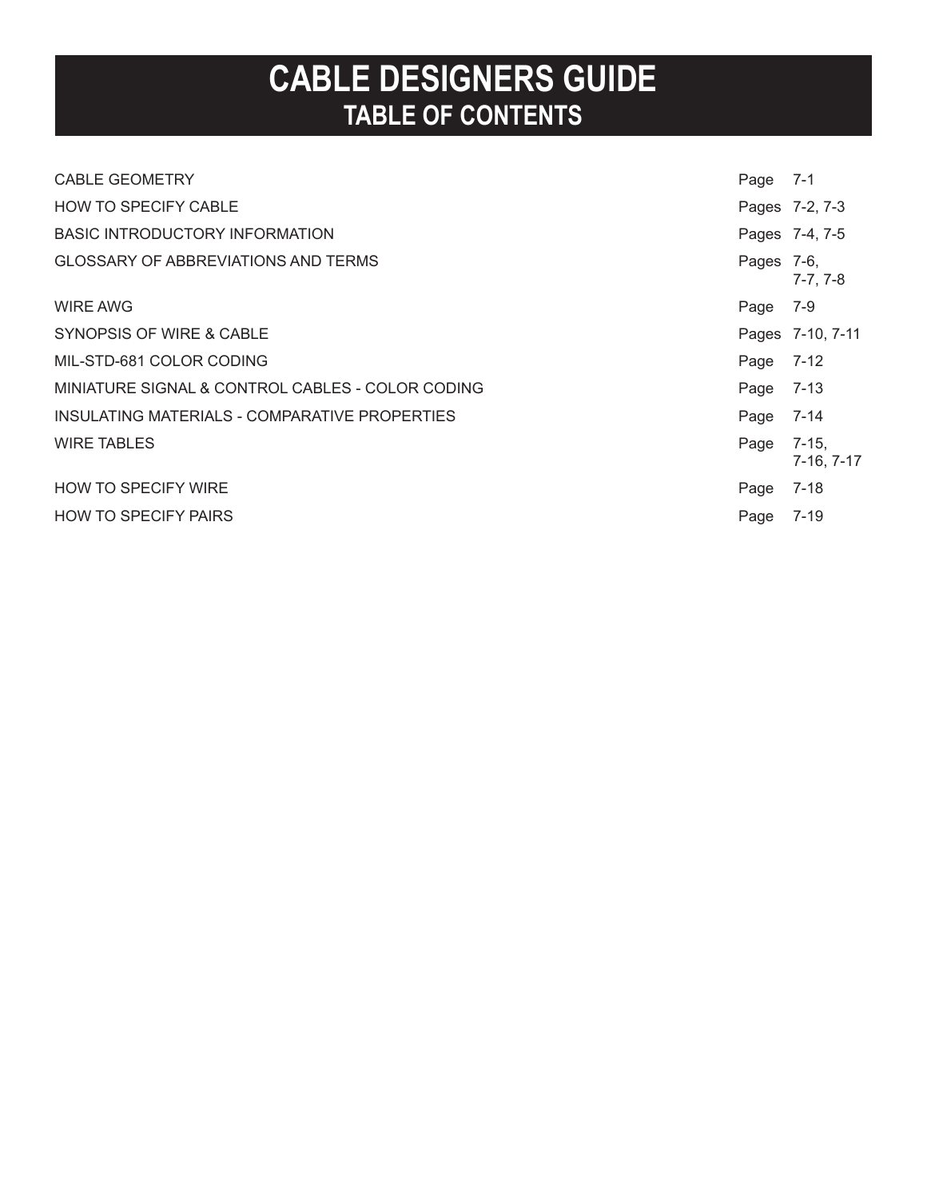# CABLE DESIGNERS GUIDE

## TABLE OF CONTENTS

| | | |
|---|---|---|
| CABLE GEOMETRY | Page | 7-1 |
| HOW TO SPECIFY CABLE | Pages | 7-2, 7-3 |
| BASIC INTRODUCTORY INFORMATION | Pages | 7-4, 7-5 |
| GLOSSARY OF ABBREVIATIONS AND TERMS | Pages | 7-6, 7-7, 7-8 |
| WIRE AWG | Page | 7-9 |
| SYNOPSIS OF WIRE & CABLE | Pages | 7-10, 7-11 |
| MIL-STD-681 COLOR CODING | Page | 7-12 |
| MINIATURE SIGNAL & CONTROL CABLES - COLOR CODING | Page | 7-13 |
| INSULATING MATERIALS - COMPARATIVE PROPERTIES | Page | 7-14 |
| WIRE TABLES | Page | 7-15, 7-16, 7-17 |
| HOW TO SPECIFY WIRE | Page | 7-18 |
| HOW TO SPECIFY PAIRS | Page | 7-19 |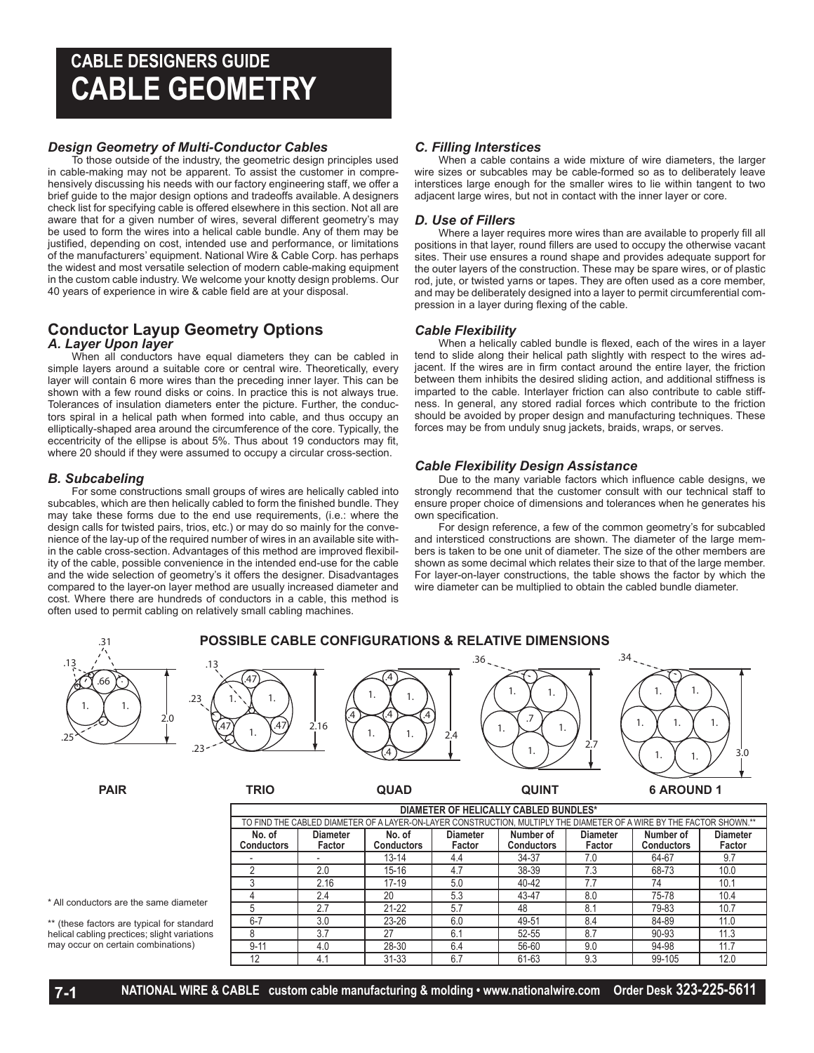# CABLE DESIGNERS GUIDE
# CABLE GEOMETRY

### *Design Geometry of Multi-Conductor Cables*

To those outside of the industry, the geometric design principles used in cable-making may not be apparent. To assist the customer in comprehensively discussing his needs with our factory engineering staff, we offer a brief guide to the major design options and tradeoffs available. A designers check list for specifying cable is offered elsewhere in this section. Not all are aware that for a given number of wires, several different geometry's may be used to form the wires into a helical cable bundle. Any of them may be justified, depending on cost, intended use and performance, or limitations of the manufacturers' equipment. National Wire & Cable Corp. has perhaps the widest and most versatile selection of modern cable-making equipment in the custom cable industry. We welcome your knotty design problems. Our 40 years of experience in wire & cable field are at your disposal.

## Conductor Layup Geometry Options

### *A. Layer Upon layer*

When all conductors have equal diameters they can be cabled in simple layers around a suitable core or central wire. Theoretically, every layer will contain 6 more wires than the preceding inner layer. This can be shown with a few round disks or coins. In practice this is not always true. Tolerances of insulation diameters enter the picture. Further, the conductors spiral in a helical path when formed into cable, and thus occupy an elliptically-shaped area around the circumference of the core. Typically, the eccentricity of the ellipse is about 5%. Thus about 19 conductors may fit, where 20 should if they were assumed to occupy a circular cross-section.

### *B. Subcabeling*

For some constructions small groups of wires are helically cabled into subcables, which are then helically cabled to form the finished bundle. They may take these forms due to the end use requirements, (i.e.: where the design calls for twisted pairs, trios, etc.) or may do so mainly for the convenience of the lay-up of the required number of wires in an available site within the cable cross-section. Advantages of this method are improved flexibility of the cable, possible convenience in the intended end-use for the cable and the wide selection of geometry's it offers the designer. Disadvantages compared to the layer-on layer method are usually increased diameter and cost. Where there are hundreds of conductors in a cable, this method is often used to permit cabling on relatively small cabling machines.

### *C. Filling Interstices*

When a cable contains a wide mixture of wire diameters, the larger wire sizes or subcables may be cable-formed so as to deliberately leave interstices large enough for the smaller wires to lie within tangent to two adjacent large wires, but not in contact with the inner layer or core.

### *D. Use of Fillers*

Where a layer requires more wires than are available to properly fill all positions in that layer, round fillers are used to occupy the otherwise vacant sites. Their use ensures a round shape and provides adequate support for the outer layers of the construction. These may be spare wires, or of plastic rod, jute, or twisted yarns or tapes. They are often used as a core member, and may be deliberately designed into a layer to permit circumferential compression in a layer during flexing of the cable.

### *Cable Flexibility*

When a helically cabled bundle is flexed, each of the wires in a layer tend to slide along their helical path slightly with respect to the wires adjacent. If the wires are in firm contact around the entire layer, the friction between them inhibits the desired sliding action, and additional stiffness is imparted to the cable. Interlayer friction can also contribute to cable stiffness. In general, any stored radial forces which contribute to the friction should be avoided by proper design and manufacturing techniques. These forces may be from unduly snug jackets, braids, wraps, or serves.

### *Cable Flexibility Design Assistance*

Due to the many variable factors which influence cable designs, we strongly recommend that the customer consult with our technical staff to ensure proper choice of dimensions and tolerances when he generates his own specification.

For design reference, a few of the common geometry's for subcabled and intersticed constructions are shown. The diameter of the large members is taken to be one unit of diameter. The size of the other members are shown as some decimal which relates their size to that of the large member. For layer-on-layer constructions, the table shows the factor by which the wire diameter can be multiplied to obtain the cabled bundle diameter.

### POSSIBLE CABLE CONFIGURATIONS & RELATIVE DIMENSIONS

PAIR (2.0; 1., 1., .66, .31, .13, .25) — TRIO (2.16; 1., 1., 1., .47, .47, .47, .13, .23, .23) — QUAD (2.4; 1., 1., 1., 1., .4, .4, .4, .4, .4) — QUINT (2.7; 1., 1., 1., 1., 1., .7, .36) — 6 AROUND 1 (3.0; 1., 1., 1., 1., 1., 1., 1., .34)

| DIAMETER OF HELICALLY CABLED BUNDLES* | | | | | | | |
|---|---|---|---|---|---|---|---|
| TO FIND THE CABLED DIAMETER OF A LAYER-ON-LAYER CONSTRUCTION, MULTIPLY THE DIAMETER OF A WIRE BY THE FACTOR SHOWN.** | | | | | | | |
| **No. of Conductors** | **Diameter Factor** | **No. of Conductors** | **Diameter Factor** | **Number of Conductors** | **Diameter Factor** | **Number of Conductors** | **Diameter Factor** |
| - | - | 13-14 | 4.4 | 34-37 | 7.0 | 64-67 | 9.7 |
| 2 | 2.0 | 15-16 | 4.7 | 38-39 | 7.3 | 68-73 | 10.0 |
| 3 | 2.16 | 17-19 | 5.0 | 40-42 | 7.7 | 74 | 10.1 |
| 4 | 2.4 | 20 | 5.3 | 43-47 | 8.0 | 75-78 | 10.4 |
| 5 | 2.7 | 21-22 | 5.7 | 48 | 8.1 | 79-83 | 10.7 |
| 6-7 | 3.0 | 23-26 | 6.0 | 49-51 | 8.4 | 84-89 | 11.0 |
| 8 | 3.7 | 27 | 6.1 | 52-55 | 8.7 | 90-93 | 11.3 |
| 9-11 | 4.0 | 28-30 | 6.4 | 56-60 | 9.0 | 94-98 | 11.7 |
| 12 | 4.1 | 31-33 | 6.7 | 61-63 | 9.3 | 99-105 | 12.0 |

\* All conductors are the same diameter

\*\* (these factors are typical for standard helical cabling prectices; slight variations may occur on certain combinations)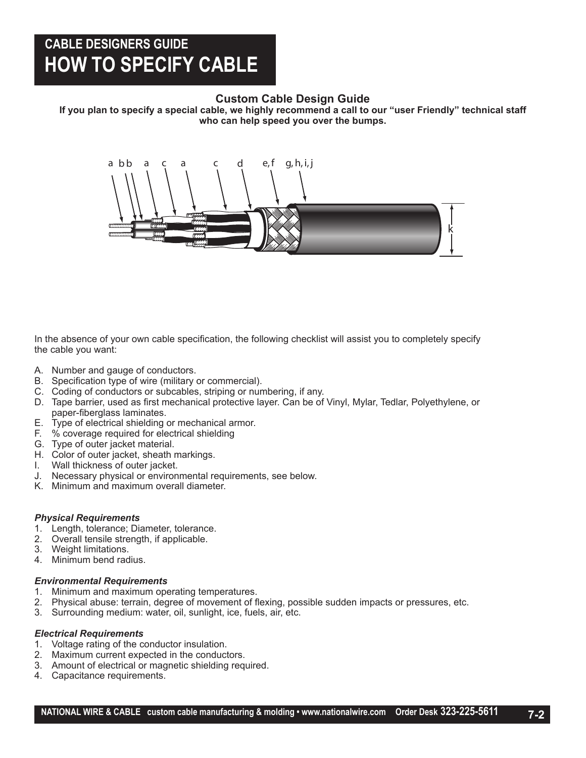# CABLE DESIGNERS GUIDE
# HOW TO SPECIFY CABLE

## Custom Cable Design Guide

**If you plan to specify a special cable, we highly recommend a call to our "user Friendly" technical staff who can help speed you over the bumps.**

In the absence of your own cable specification, the following checklist will assist you to completely specify the cable you want:

A. Number and gauge of conductors.
B. Specification type of wire (military or commercial).
C. Coding of conductors or subcables, striping or numbering, if any.
D. Tape barrier, used as first mechanical protective layer. Can be of Vinyl, Mylar, Tedlar, Polyethylene, or paper-fiberglass laminates.
E. Type of electrical shielding or mechanical armor.
F. % coverage required for electrical shielding
G. Type of outer jacket material.
H. Color of outer jacket, sheath markings.
I. Wall thickness of outer jacket.
J. Necessary physical or environmental requirements, see below.
K. Minimum and maximum overall diameter.

### *Physical Requirements*

1. Length, tolerance; Diameter, tolerance.
2. Overall tensile strength, if applicable.
3. Weight limitations.
4. Minimum bend radius.

### *Environmental Requirements*

1. Minimum and maximum operating temperatures.
2. Physical abuse: terrain, degree of movement of flexing, possible sudden impacts or pressures, etc.
3. Surrounding medium: water, oil, sunlight, ice, fuels, air, etc.

### *Electrical Requirements*

1. Voltage rating of the conductor insulation.
2. Maximum current expected in the conductors.
3. Amount of electrical or magnetic shielding required.
4. Capacitance requirements.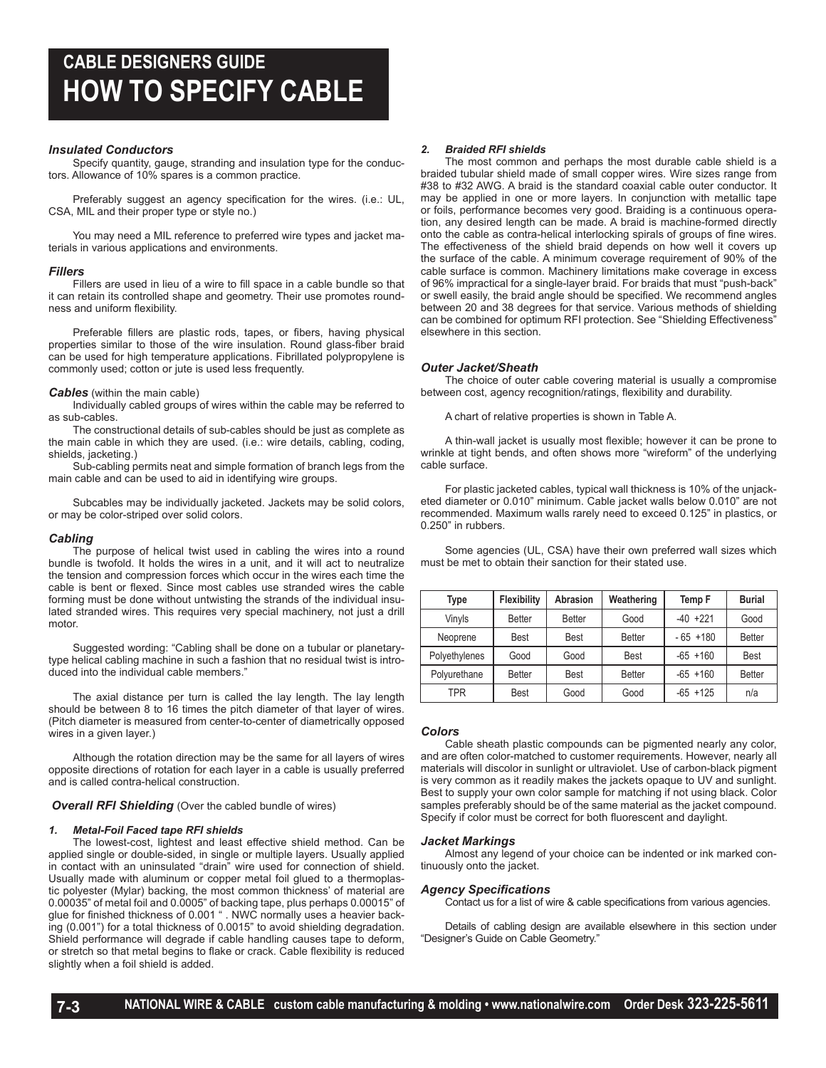# CABLE DESIGNERS GUIDE
# HOW TO SPECIFY CABLE

### *Insulated Conductors*

Specify quantity, gauge, stranding and insulation type for the conductors. Allowance of 10% spares is a common practice.

Preferably suggest an agency specification for the wires. (i.e.: UL, CSA, MIL and their proper type or style no.)

You may need a MIL reference to preferred wire types and jacket materials in various applications and environments.

### *Fillers*

Fillers are used in lieu of a wire to fill space in a cable bundle so that it can retain its controlled shape and geometry. Their use promotes roundness and uniform flexibility.

Preferable fillers are plastic rods, tapes, or fibers, having physical properties similar to those of the wire insulation. Round glass-fiber braid can be used for high temperature applications. Fibrillated polypropylene is commonly used; cotton or jute is used less frequently.

### *Cables* (within the main cable)

Individually cabled groups of wires within the cable may be referred to as sub-cables.

The constructional details of sub-cables should be just as complete as the main cable in which they are used. (i.e.: wire details, cabling, coding, shields, jacketing.)

Sub-cabling permits neat and simple formation of branch legs from the main cable and can be used to aid in identifying wire groups.

Subcables may be individually jacketed. Jackets may be solid colors, or may be color-striped over solid colors.

### *Cabling*

The purpose of helical twist used in cabling the wires into a round bundle is twofold. It holds the wires in a unit, and it will act to neutralize the tension and compression forces which occur in the wires each time the cable is bent or flexed. Since most cables use stranded wires the cable forming must be done without untwisting the strands of the individual insulated stranded wires. This requires very special machinery, not just a drill motor.

Suggested wording: "Cabling shall be done on a tubular or planetary-type helical cabling machine in such a fashion that no residual twist is introduced into the individual cable members."

The axial distance per turn is called the lay length. The lay length should be between 8 to 16 times the pitch diameter of that layer of wires. (Pitch diameter is measured from center-to-center of diametrically opposed wires in a given layer.)

Although the rotation direction may be the same for all layers of wires opposite directions of rotation for each layer in a cable is usually preferred and is called contra-helical construction.

### *Overall RFI Shielding* (Over the cabled bundle of wires)

#### *1. Metal-Foil Faced tape RFI shields*

The lowest-cost, lightest and least effective shield method. Can be applied single or double-sided, in single or multiple layers. Usually applied in contact with an uninsulated "drain" wire used for connection of shield. Usually made with aluminum or copper metal foil glued to a thermoplastic polyester (Mylar) backing, the most common thickness' of material are 0.00035" of metal foil and 0.0005" of backing tape, plus perhaps 0.00015" of glue for finished thickness of 0.001 " . NWC normally uses a heavier backing (0.001") for a total thickness of 0.0015" to avoid shielding degradation. Shield performance will degrade if cable handling causes tape to deform, or stretch so that metal begins to flake or crack. Cable flexibility is reduced slightly when a foil shield is added.

#### *2. Braided RFI shields*

The most common and perhaps the most durable cable shield is a braided tubular shield made of small copper wires. Wire sizes range from #38 to #32 AWG. A braid is the standard coaxial cable outer conductor. It may be applied in one or more layers. In conjunction with metallic tape or foils, performance becomes very good. Braiding is a continuous operation, any desired length can be made. A braid is machine-formed directly onto the cable as contra-helical interlocking spirals of groups of fine wires. The effectiveness of the shield braid depends on how well it covers up the surface of the cable. A minimum coverage requirement of 90% of the cable surface is common. Machinery limitations make coverage in excess of 96% impractical for a single-layer braid. For braids that must "push-back" or swell easily, the braid angle should be specified. We recommend angles between 20 and 38 degrees for that service. Various methods of shielding can be combined for optimum RFI protection. See "Shielding Effectiveness" elsewhere in this section.

### *Outer Jacket/Sheath*

The choice of outer cable covering material is usually a compromise between cost, agency recognition/ratings, flexibility and durability.

A chart of relative properties is shown in Table A.

A thin-wall jacket is usually most flexible; however it can be prone to wrinkle at tight bends, and often shows more "wireform" of the underlying cable surface.

For plastic jacketed cables, typical wall thickness is 10% of the unjacketed diameter or 0.010" minimum. Cable jacket walls below 0.010" are not recommended. Maximum walls rarely need to exceed 0.125" in plastics, or 0.250" in rubbers.

Some agencies (UL, CSA) have their own preferred wall sizes which must be met to obtain their sanction for their stated use.

| Type | Flexibility | Abrasion | Weathering | Temp F | Burial |
|---|---|---|---|---|---|
| Vinyls | Better | Better | Good | -40 +221 | Good |
| Neoprene | Best | Best | Better | - 65 +180 | Better |
| Polyethylenes | Good | Good | Best | -65 +160 | Best |
| Polyurethane | Better | Best | Better | -65 +160 | Better |
| TPR | Best | Good | Good | -65 +125 | n/a |

### *Colors*

Cable sheath plastic compounds can be pigmented nearly any color, and are often color-matched to customer requirements. However, nearly all materials will discolor in sunlight or ultraviolet. Use of carbon-black pigment is very common as it readily makes the jackets opaque to UV and sunlight. Best to supply your own color sample for matching if not using black. Color samples preferably should be of the same material as the jacket compound. Specify if color must be correct for both fluorescent and daylight.

### *Jacket Markings*

Almost any legend of your choice can be indented or ink marked continuously onto the jacket.

### *Agency Specifications*

Contact us for a list of wire & cable specifications from various agencies.

Details of cabling design are available elsewhere in this section under "Designer's Guide on Cable Geometry."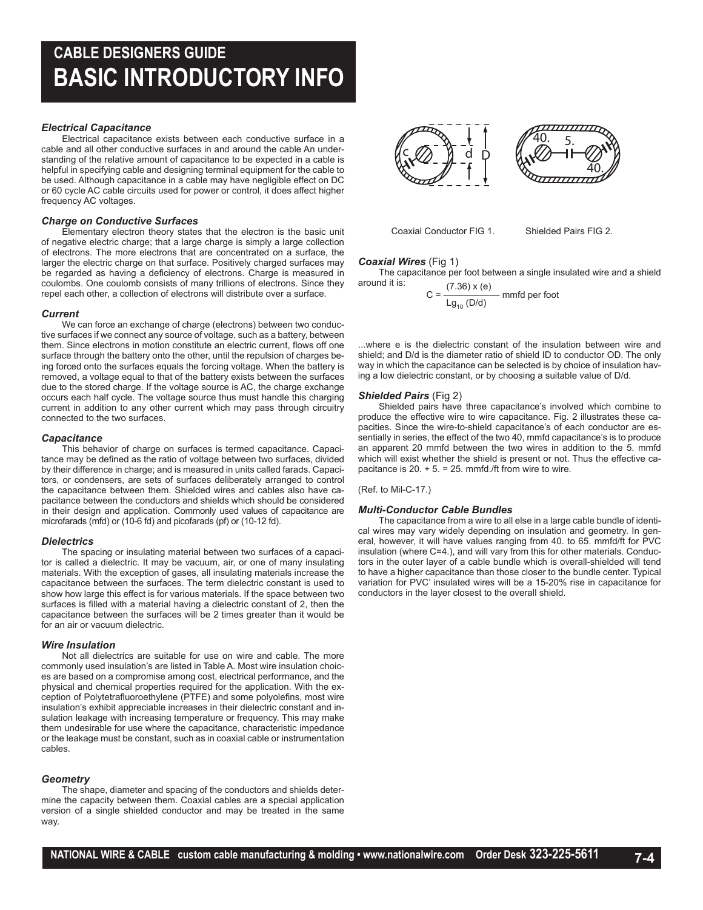# CABLE DESIGNERS GUIDE
# BASIC INTRODUCTORY INFO

### *Electrical Capacitance*

Electrical capacitance exists between each conductive surface in a cable and all other conductive surfaces in and around the cable An understanding of the relative amount of capacitance to be expected in a cable is helpful in specifying cable and designing terminal equipment for the cable to be used. Although capacitance in a cable may have negligible effect on DC or 60 cycle AC cable circuits used for power or control, it does affect higher frequency AC voltages.

### *Charge on Conductive Surfaces*

Elementary electron theory states that the electron is the basic unit of negative electric charge; that a large charge is simply a large collection of electrons. The more electrons that are concentrated on a surface, the larger the electric charge on that surface. Positively charged surfaces may be regarded as having a deficiency of electrons. Charge is measured in coulombs. One coulomb consists of many trillions of electrons. Since they repel each other, a collection of electrons will distribute over a surface.

### *Current*

We can force an exchange of charge (electrons) between two conductive surfaces if we connect any source of voltage, such as a battery, between them. Since electrons in motion constitute an electric current, flows off one surface through the battery onto the other, until the repulsion of charges being forced onto the surfaces equals the forcing voltage. When the battery is removed, a voltage equal to that of the battery exists between the surfaces due to the stored charge. If the voltage source is AC, the charge exchange occurs each half cycle. The voltage source thus must handle this charging current in addition to any other current which may pass through circuitry connected to the two surfaces.

### *Capacitance*

This behavior of charge on surfaces is termed capacitance. Capacitance may be defined as the ratio of voltage between two surfaces, divided by their difference in charge; and is measured in units called farads. Capacitors, or condensers, are sets of surfaces deliberately arranged to control the capacitance between them. Shielded wires and cables also have capacitance between the conductors and shields which should be considered in their design and application. Commonly used values of capacitance are microfarads (mfd) or (10-6 fd) and picofarads (pf) or (10-12 fd).

### *Dielectrics*

The spacing or insulating material between two surfaces of a capacitor is called a dielectric. It may be vacuum, air, or one of many insulating materials. With the exception of gases, all insulating materials increase the capacitance between the surfaces. The term dielectric constant is used to show how large this effect is for various materials. If the space between two surfaces is filled with a material having a dielectric constant of 2, then the capacitance between the surfaces will be 2 times greater than it would be for an air or vacuum dielectric.

### *Wire Insulation*

Not all dielectrics are suitable for use on wire and cable. The more commonly used insulation's are listed in Table A. Most wire insulation choices are based on a compromise among cost, electrical performance, and the physical and chemical properties required for the application. With the exception of Polytetrafluoroethylene (PTFE) and some polyolefins, most wire insulation's exhibit appreciable increases in their dielectric constant and insulation leakage with increasing temperature or frequency. This may make them undesirable for use where the capacitance, characteristic impedance or the leakage must be constant, such as in coaxial cable or instrumentation cables.

### *Geometry*

The shape, diameter and spacing of the conductors and shields determine the capacity between them. Coaxial cables are a special application version of a single shielded conductor and may be treated in the same way.

Coaxial Conductor FIG 1. Shielded Pairs FIG 2.

### *Coaxial Wires* (Fig 1)

The capacitance per foot between a single insulated wire and a shield around it is:

$$C = \frac{(7.36) \times (e)}{Lg_{10}\,(D/d)} \text{ mmfd per foot}$$

...where e is the dielectric constant of the insulation between wire and shield; and D/d is the diameter ratio of shield ID to conductor OD. The only way in which the capacitance can be selected is by choice of insulation having a low dielectric constant, or by choosing a suitable value of D/d.

### *Shielded Pairs* (Fig 2)

Shielded pairs have three capacitance's involved which combine to produce the effective wire to wire capacitance. Fig. 2 illustrates these capacities. Since the wire-to-shield capacitance's of each conductor are essentially in series, the effect of the two 40, mmfd capacitance's is to produce an apparent 20 mmfd between the two wires in addition to the 5. mmfd which will exist whether the shield is present or not. Thus the effective capacitance is 20. + 5. = 25. mmfd./ft from wire to wire.

(Ref. to Mil-C-17.)

### *Multi-Conductor Cable Bundles*

The capacitance from a wire to all else in a large cable bundle of identical wires may vary widely depending on insulation and geometry. In general, however, it will have values ranging from 40. to 65. mmfd/ft for PVC insulation (where C=4.), and will vary from this for other materials. Conductors in the outer layer of a cable bundle which is overall-shielded will tend to have a higher capacitance than those closer to the bundle center. Typical variation for PVC' insulated wires will be a 15-20% rise in capacitance for conductors in the layer closest to the overall shield.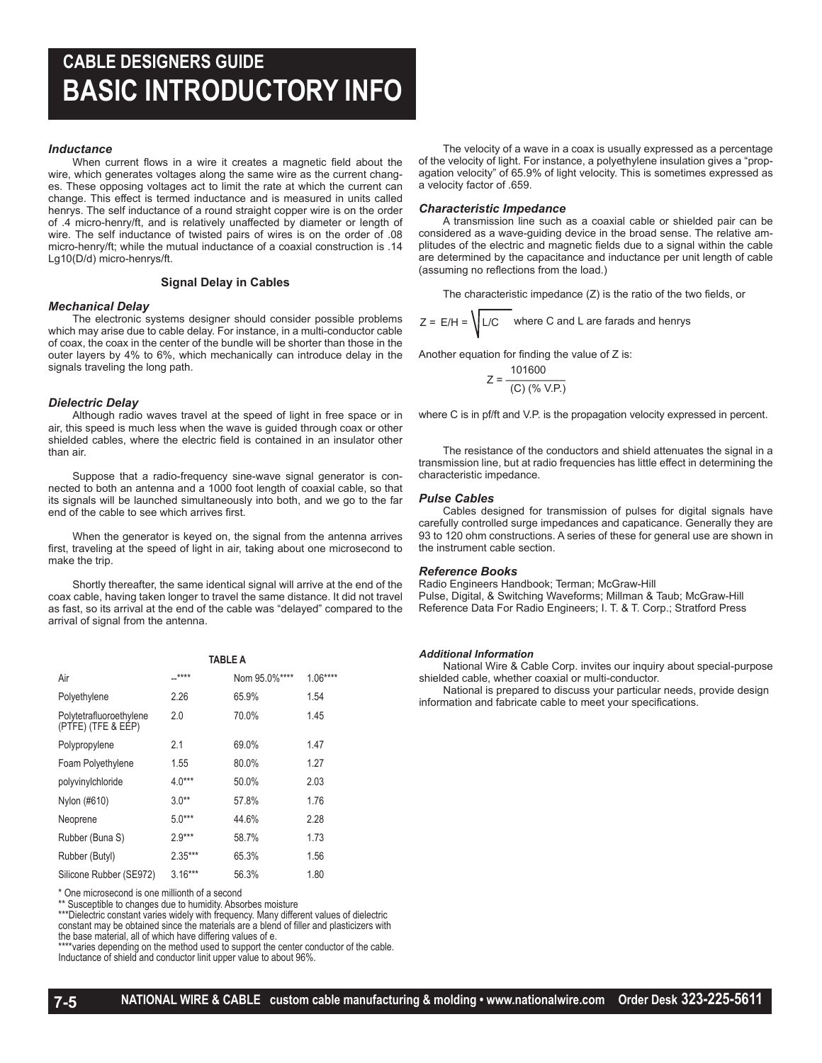# CABLE DESIGNERS GUIDE
# BASIC INTRODUCTORY INFO

### *Inductance*

When current flows in a wire it creates a magnetic field about the wire, which generates voltages along the same wire as the current changes. These opposing voltages act to limit the rate at which the current can change. This effect is termed inductance and is measured in units called henrys. The self inductance of a round straight copper wire is on the order of .4 micro-henry/ft, and is relatively unaffected by diameter or length of wire. The self inductance of twisted pairs of wires is on the order of .08 micro-henry/ft; while the mutual inductance of a coaxial construction is .14 Lg10(D/d) micro-henrys/ft.

## Signal Delay in Cables

### *Mechanical Delay*

The electronic systems designer should consider possible problems which may arise due to cable delay. For instance, in a multi-conductor cable of coax, the coax in the center of the bundle will be shorter than those in the outer layers by 4% to 6%, which mechanically can introduce delay in the signals traveling the long path.

### *Dielectric Delay*

Although radio waves travel at the speed of light in free space or in air, this speed is much less when the wave is guided through coax or other shielded cables, where the electric field is contained in an insulator other than air.

Suppose that a radio-frequency sine-wave signal generator is connected to both an antenna and a 1000 foot length of coaxial cable, so that its signals will be launched simultaneously into both, and we go to the far end of the cable to see which arrives first.

When the generator is keyed on, the signal from the antenna arrives first, traveling at the speed of light in air, taking about one microsecond to make the trip.

Shortly thereafter, the same identical signal will arrive at the end of the coax cable, having taken longer to travel the same distance. It did not travel as fast, so its arrival at the end of the cable was "delayed" compared to the arrival of signal from the antenna.

**TABLE A**

| | | | |
|---|---|---|---|
| Air | --**** | Nom 95.0%**** | 1.06**** |
| Polyethylene | 2.26 | 65.9% | 1.54 |
| Polytetrafluoroethylene (PTFE) (TFE & EEP) | 2.0 | 70.0% | 1.45 |
| Polypropylene | 2.1 | 69.0% | 1.47 |
| Foam Polyethylene | 1.55 | 80.0% | 1.27 |
| polyvinylchloride | 4.0*** | 50.0% | 2.03 |
| Nylon (#610) | 3.0** | 57.8% | 1.76 |
| Neoprene | 5.0*** | 44.6% | 2.28 |
| Rubber (Buna S) | 2.9*** | 58.7% | 1.73 |
| Rubber (Butyl) | 2.35*** | 65.3% | 1.56 |
| Silicone Rubber (SE972) | 3.16*** | 56.3% | 1.80 |

\* One microsecond is one millionth of a second
** Susceptible to changes due to humidity. Absorbes moisture
***Dielectric constant varies widely with frequency. Many different values of dielectric constant may be obtained since the materials are a blend of filler and plasticizers with the base material, all of which have differing values of e.
****varies depending on the method used to support the center conductor of the cable. Inductance of shield and conductor linit upper value to about 96%.

The velocity of a wave in a coax is usually expressed as a percentage of the velocity of light. For instance, a polyethylene insulation gives a "propagation velocity" of 65.9% of light velocity. This is sometimes expressed as a velocity factor of .659.

### *Characteristic Impedance*

A transmission line such as a coaxial cable or shielded pair can be considered as a wave-guiding device in the broad sense. The relative amplitudes of the electric and magnetic fields due to a signal within the cable are determined by the capacitance and inductance per unit length of cable (assuming no reflections from the load.)

The characteristic impedance (Z) is the ratio of the two fields, or

$$Z = E/H = \sqrt{L/C}$$ where C and L are farads and henrys

Another equation for finding the value of Z is:

$$Z = \frac{101600}{(C)\ (\%\ V.P.)}$$

where C is in pf/ft and V.P. is the propagation velocity expressed in percent.

The resistance of the conductors and shield attenuates the signal in a transmission line, but at radio frequencies has little effect in determining the characteristic impedance.

### *Pulse Cables*

Cables designed for transmission of pulses for digital signals have carefully controlled surge impedances and capaticance. Generally they are 93 to 120 ohm constructions. A series of these for general use are shown in the instrument cable section.

### *Reference Books*

Radio Engineers Handbook; Terman; McGraw-Hill
Pulse, Digital, & Switching Waveforms; Millman & Taub; McGraw-Hill
Reference Data For Radio Engineers; I. T. & T. Corp.; Stratford Press

### *Additional Information*

National Wire & Cable Corp. invites our inquiry about special-purpose shielded cable, whether coaxial or multi-conductor.

National is prepared to discuss your particular needs, provide design information and fabricate cable to meet your specifications.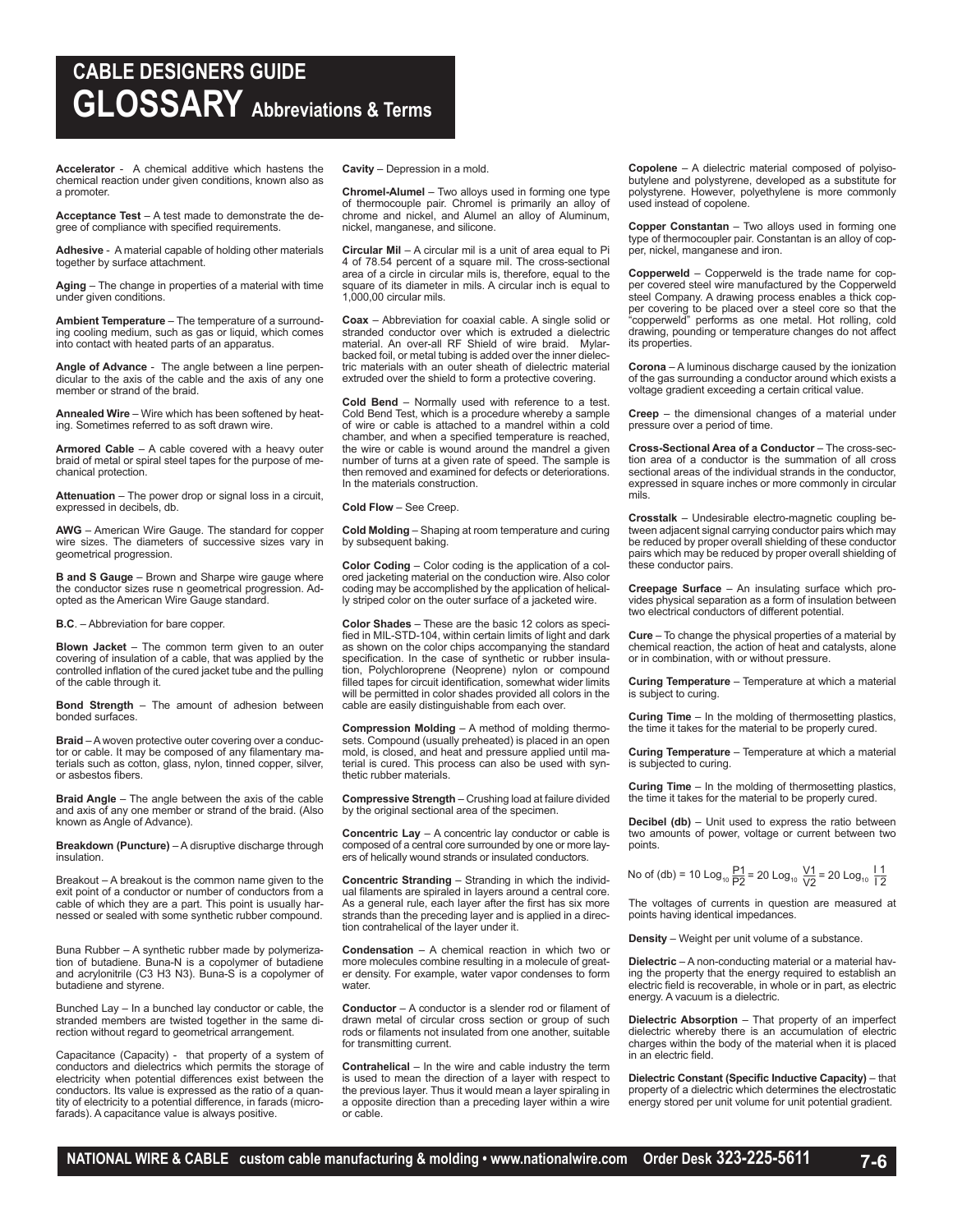# CABLE DESIGNERS GUIDE

## GLOSSARY Abbreviations & Terms

**Accelerator** - A chemical additive which hastens the chemical reaction under given conditions, known also as a promoter.

**Acceptance Test** – A test made to demonstrate the degree of compliance with specified requirements.

**Adhesive** - A material capable of holding other materials together by surface attachment.

**Aging** – The change in properties of a material with time under given conditions.

**Ambient Temperature** – The temperature of a surrounding cooling medium, such as gas or liquid, which comes into contact with heated parts of an apparatus.

**Angle of Advance** - The angle between a line perpendicular to the axis of the cable and the axis of any one member or strand of the braid.

**Annealed Wire** – Wire which has been softened by heating. Sometimes referred to as soft drawn wire.

**Armored Cable** – A cable covered with a heavy outer braid of metal or spiral steel tapes for the purpose of mechanical protection.

**Attenuation** – The power drop or signal loss in a circuit, expressed in decibels, db.

**AWG** – American Wire Gauge. The standard for copper wire sizes. The diameters of successive sizes vary in geometrical progression.

**B and S Gauge** – Brown and Sharpe wire gauge where the conductor sizes ruse n geometrical progression. Adopted as the American Wire Gauge standard.

**B.C**. – Abbreviation for bare copper.

**Blown Jacket** – The common term given to an outer covering of insulation of a cable, that was applied by the controlled inflation of the cured jacket tube and the pulling of the cable through it.

**Bond Strength** – The amount of adhesion between bonded surfaces.

**Braid** – A woven protective outer covering over a conductor or cable. It may be composed of any filamentary materials such as cotton, glass, nylon, tinned copper, silver, or asbestos fibers.

**Braid Angle** – The angle between the axis of the cable and axis of any one member or strand of the braid. (Also known as Angle of Advance).

**Breakdown (Puncture)** – A disruptive discharge through insulation.

Breakout – A breakout is the common name given to the exit point of a conductor or number of conductors from a cable of which they are a part. This point is usually harnessed or sealed with some synthetic rubber compound.

Buna Rubber – A synthetic rubber made by polymerization of butadiene. Buna-N is a copolymer of butadiene and acrylonitrile (C3 H3 N3). Buna-S is a copolymer of butadiene and styrene.

Bunched Lay – In a bunched lay conductor or cable, the stranded members are twisted together in the same direction without regard to geometrical arrangement.

Capacitance (Capacity) - that property of a system of conductors and dielectrics which permits the storage of electricity when potential differences exist between the conductors. Its value is expressed as the ratio of a quantity of electricity to a potential difference, in farads (microfarads). A capacitance value is always positive.

**Cavity** – Depression in a mold.

**Chromel-Alumel** – Two alloys used in forming one type of thermocouple pair. Chromel is primarily an alloy of chrome and nickel, and Alumel an alloy of Aluminum, nickel, manganese, and silicone.

**Circular Mil** – A circular mil is a unit of area equal to Pi 4 of 78.54 percent of a square mil. The cross-sectional area of a circle in circular mils is, therefore, equal to the square of its diameter in mils. A circular inch is equal to 1,000,00 circular mils.

**Coax** – Abbreviation for coaxial cable. A single solid or stranded conductor over which is extruded a dielectric material. An over-all RF Shield of wire braid. Mylar-backed foil, or metal tubing is added over the inner dielectric materials with an outer sheath of dielectric material extruded over the shield to form a protective covering.

**Cold Bend** – Normally used with reference to a test. Cold Bend Test, which is a procedure whereby a sample of wire or cable is attached to a mandrel within a cold chamber, and when a specified temperature is reached, the wire or cable is wound around the mandrel a given number of turns at a given rate of speed. The sample is then removed and examined for defects or deteriorations. In the materials construction.

**Cold Flow** – See Creep.

**Cold Molding** – Shaping at room temperature and curing by subsequent baking.

**Color Coding** – Color coding is the application of a colored jacketing material on the conduction wire. Also color coding may be accomplished by the application of helically striped color on the outer surface of a jacketed wire.

**Color Shades** – These are the basic 12 colors as specified in MIL-STD-104, within certain limits of light and dark as shown on the color chips accompanying the standard specification. In the case of synthetic or rubber insulation, Polychloroprene (Neoprene) nylon or compound filled tapes for circuit identification, somewhat wider limits will be permitted in color shades provided all colors in the cable are easily distinguishable from each over.

**Compression Molding** – A method of molding thermosets. Compound (usually preheated) is placed in an open mold, is closed, and heat and pressure applied until material is cured. This process can also be used with synthetic rubber materials.

**Compressive Strength** – Crushing load at failure divided by the original sectional area of the specimen.

**Concentric Lay** – A concentric lay conductor or cable is composed of a central core surrounded by one or more layers of helically wound strands or insulated conductors.

**Concentric Stranding** – Stranding in which the individual filaments are spiraled in layers around a central core. As a general rule, each layer after the first has six more strands than the preceding layer and is applied in a direction contrahelical of the layer under it.

**Condensation** – A chemical reaction in which two or more molecules combine resulting in a molecule of greater density. For example, water vapor condenses to form water.

**Conductor** – A conductor is a slender rod or filament of drawn metal of circular cross section or group of such rods or filaments not insulated from one another, suitable for transmitting current.

**Contrahelical** – In the wire and cable industry the term is used to mean the direction of a layer with respect to the previous layer. Thus it would mean a layer spiraling in a opposite direction than a preceding layer within a wire or cable.

**Copolene** – A dielectric material composed of polyisobutylene and polystyrene, developed as a substitute for polystyrene. However, polyethylene is more commonly used instead of copolene.

**Copper Constantan** – Two alloys used in forming one type of thermocoupler pair. Constantan is an alloy of copper, nickel, manganese and iron.

**Copperweld** – Copperweld is the trade name for copper covered steel wire manufactured by the Copperweld steel Company. A drawing process enables a thick copper covering to be placed over a steel core so that the "copperweld" performs as one metal. Hot rolling, cold drawing, pounding or temperature changes do not affect its properties.

**Corona** – A luminous discharge caused by the ionization of the gas surrounding a conductor around which exists a voltage gradient exceeding a certain critical value.

**Creep** – the dimensional changes of a material under pressure over a period of time.

**Cross-Sectional Area of a Conductor** – The cross-section area of a conductor is the summation of all cross sectional areas of the individual strands in the conductor, expressed in square inches or more commonly in circular mils.

**Crosstalk** – Undesirable electro-magnetic coupling between adjacent signal carrying conductor pairs which may be reduced by proper overall shielding of these conductor pairs which may be reduced by proper overall shielding of these conductor pairs.

**Creepage Surface** – An insulating surface which provides physical separation as a form of insulation between two electrical conductors of different potential.

**Cure** – To change the physical properties of a material by chemical reaction, the action of heat and catalysts, alone or in combination, with or without pressure.

**Curing Temperature** – Temperature at which a material is subject to curing.

**Curing Time** – In the molding of thermosetting plastics, the time it takes for the material to be properly cured.

**Curing Temperature** – Temperature at which a material is subjected to curing.

**Curing Time** – In the molding of thermosetting plastics, the time it takes for the material to be properly cured.

**Decibel (db)** – Unit used to express the ratio between two amounts of power, voltage or current between two points.

$$\text{No of (db)} = 10 \text{ Log}_{10} \frac{P1}{P2} = 20 \text{ Log}_{10} \frac{V1}{V2} = 20 \text{ Log}_{10} \frac{I\,1}{I\,2}$$

The voltages of currents in question are measured at points having identical impedances.

**Density** – Weight per unit volume of a substance.

**Dielectric** – A non-conducting material or a material having the property that the energy required to establish an electric field is recoverable, in whole or in part, as electric energy. A vacuum is a dielectric.

**Dielectric Absorption** – That property of an imperfect dielectric whereby there is an accumulation of electric charges within the body of the material when it is placed in an electric field.

**Dielectric Constant (Specific Inductive Capacity)** – that property of a dielectric which determines the electrostatic energy stored per unit volume for unit potential gradient.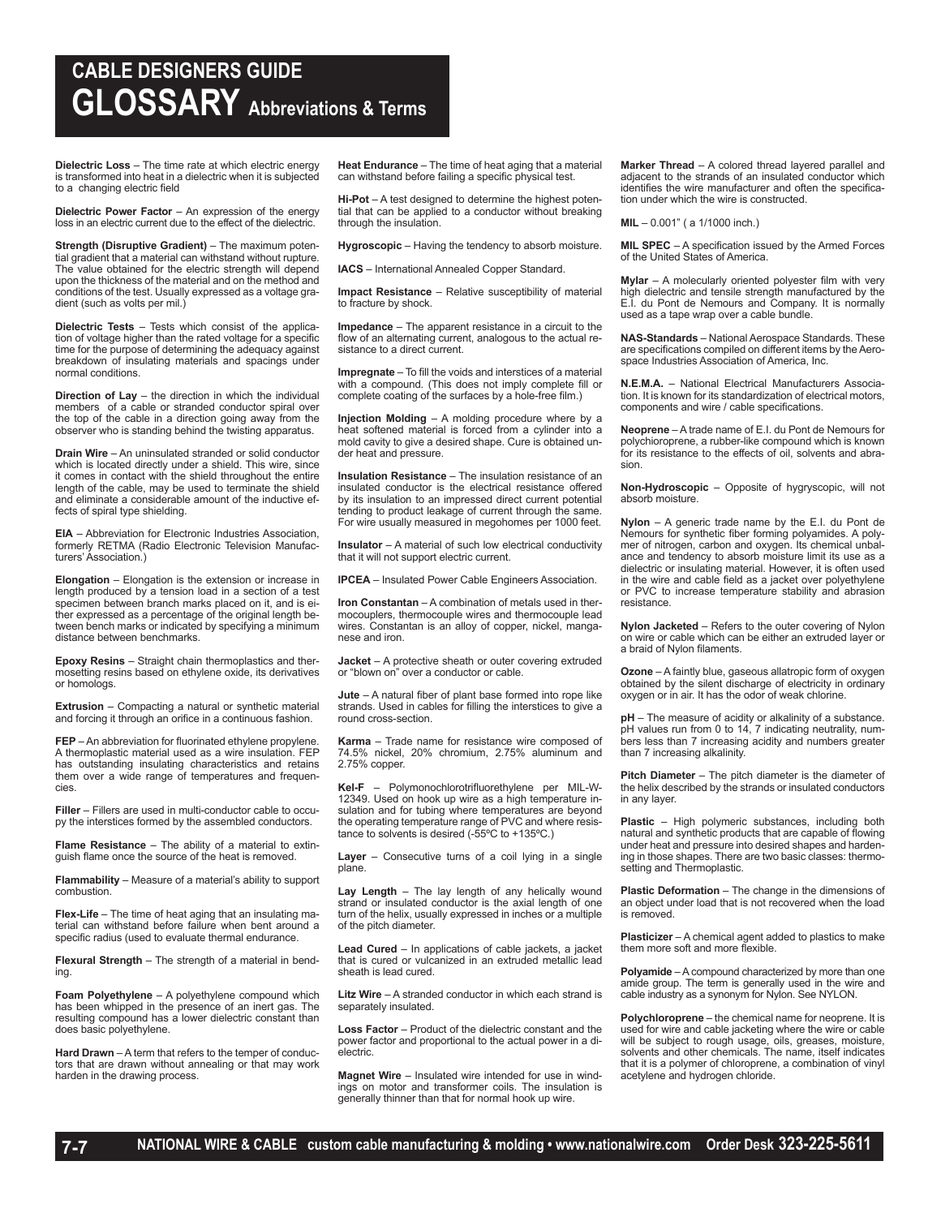# CABLE DESIGNERS GUIDE
# GLOSSARY Abbreviations & Terms

**Dielectric Loss** – The time rate at which electric energy is transformed into heat in a dielectric when it is subjected to a changing electric field

**Dielectric Power Factor** – An expression of the energy loss in an electric current due to the effect of the dielectric.

**Strength (Disruptive Gradient)** – The maximum potential gradient that a material can withstand without rupture. The value obtained for the electric strength will depend upon the thickness of the material and on the method and conditions of the test. Usually expressed as a voltage gradient (such as volts per mil.)

**Dielectric Tests** – Tests which consist of the application of voltage higher than the rated voltage for a specific time for the purpose of determining the adequacy against breakdown of insulating materials and spacings under normal conditions.

**Direction of Lay** – the direction in which the individual members of a cable or stranded conductor spiral over the top of the cable in a direction going away from the observer who is standing behind the twisting apparatus.

**Drain Wire** – An uninsulated stranded or solid conductor which is located directly under a shield. This wire, since it comes in contact with the shield throughout the entire length of the cable, may be used to terminate the shield and eliminate a considerable amount of the inductive effects of spiral type shielding.

**EIA** – Abbreviation for Electronic Industries Association, formerly RETMA (Radio Electronic Television Manufacturers' Association.)

**Elongation** – Elongation is the extension or increase in length produced by a tension load in a section of a test specimen between branch marks placed on it, and is either expressed as a percentage of the original length between bench marks or indicated by specifying a minimum distance between benchmarks.

**Epoxy Resins** – Straight chain thermoplastics and thermosetting resins based on ethylene oxide, its derivatives or homologs.

**Extrusion** – Compacting a natural or synthetic material and forcing it through an orifice in a continuous fashion.

**FEP** – An abbreviation for fluorinated ethylene propylene. A thermoplastic material used as a wire insulation. FEP has outstanding insulating characteristics and retains them over a wide range of temperatures and frequencies.

**Filler** – Fillers are used in multi-conductor cable to occupy the interstices formed by the assembled conductors.

**Flame Resistance** – The ability of a material to extinguish flame once the source of the heat is removed.

**Flammability** – Measure of a material's ability to support combustion.

**Flex-Life** – The time of heat aging that an insulating material can withstand before failure when bent around a specific radius (used to evaluate thermal endurance.

**Flexural Strength** – The strength of a material in bending.

**Foam Polyethylene** – A polyethylene compound which has been whipped in the presence of an inert gas. The resulting compound has a lower dielectric constant than does basic polyethylene.

**Hard Drawn** – A term that refers to the temper of conductors that are drawn without annealing or that may work harden in the drawing process.

**Heat Endurance** – The time of heat aging that a material can withstand before failing a specific physical test.

**Hi-Pot** – A test designed to determine the highest potential that can be applied to a conductor without breaking through the insulation.

**Hygroscopic** – Having the tendency to absorb moisture.

**IACS** – International Annealed Copper Standard.

**Impact Resistance** – Relative susceptibility of material to fracture by shock.

**Impedance** – The apparent resistance in a circuit to the flow of an alternating current, analogous to the actual resistance to a direct current.

**Impregnate** – To fill the voids and interstices of a material with a compound. (This does not imply complete fill or complete coating of the surfaces by a hole-free film.)

**Injection Molding** – A molding procedure where by a heat softened material is forced from a cylinder into a mold cavity to give a desired shape. Cure is obtained under heat and pressure.

**Insulation Resistance** – The insulation resistance of an insulated conductor is the electrical resistance offered by its insulation to an impressed direct current potential tending to product leakage of current through the same. For wire usually measured in megohmes per 1000 feet.

**Insulator** – A material of such low electrical conductivity that it will not support electric current.

**IPCEA** – Insulated Power Cable Engineers Association.

**Iron Constantan** – A combination of metals used in thermocouplers, thermocouple wires and thermocouple lead wires. Constantan is an alloy of copper, nickel, manganese and iron.

**Jacket** – A protective sheath or outer covering extruded or "blown on" over a conductor or cable.

**Jute** – A natural fiber of plant base formed into rope like strands. Used in cables for filling the interstices to give a round cross-section.

**Karma** – Trade name for resistance wire composed of 74.5% nickel, 20% chromium, 2.75% aluminum and 2.75% copper.

**Kel-F** – Polymonochlorotrifluorethylene per MIL-W-12349. Used on hook up wire as a high temperature insulation and for tubing where temperatures are beyond the operating temperature range of PVC and where resistance to solvents is desired (-55ºC to +135ºC.)

**Layer** – Consecutive turns of a coil lying in a single plane.

**Lay Length** – The lay length of any helically wound strand or insulated conductor is the axial length of one turn of the helix, usually expressed in inches or a multiple of the pitch diameter.

**Lead Cured** – In applications of cable jackets, a jacket that is cured or vulcanized in an extruded metallic lead sheath is lead cured.

**Litz Wire** – A stranded conductor in which each strand is separately insulated.

**Loss Factor** – Product of the dielectric constant and the power factor and proportional to the actual power in a dielectric.

**Magnet Wire** – Insulated wire intended for use in windings on motor and transformer coils. The insulation is generally thinner than that for normal hook up wire.

**Marker Thread** – A colored thread layered parallel and adjacent to the strands of an insulated conductor which identifies the wire manufacturer and often the specification under which the wire is constructed.

**MIL** – 0.001" ( a 1/1000 inch.)

**MIL SPEC** – A specification issued by the Armed Forces of the United States of America.

**Mylar** – A molecularly oriented polyester film with very high dielectric and tensile strength manufactured by the E.I. du Pont de Nemours and Company. It is normally used as a tape wrap over a cable bundle.

**NAS-Standards** – National Aerospace Standards. These are specifications compiled on different items by the Aerospace Industries Association of America, Inc.

**N.E.M.A.** – National Electrical Manufacturers Association. It is known for its standardization of electrical motors, components and wire / cable specifications.

**Neoprene** – A trade name of E.I. du Pont de Nemours for polychioroprene, a rubber-like compound which is known for its resistance to the effects of oil, solvents and abrasion.

**Non-Hydroscopic** – Opposite of hygryscopic, will not absorb moisture.

**Nylon** – A generic trade name by the E.I. du Pont de Nemours for synthetic fiber forming polyamides. A polymer of nitrogen, carbon and oxygen. Its chemical unbalance and tendency to absorb moisture limit its use as a dielectric or insulating material. However, it is often used in the wire and cable field as a jacket over polyethylene or PVC to increase temperature stability and abrasion resistance.

**Nylon Jacketed** – Refers to the outer covering of Nylon on wire or cable which can be either an extruded layer or a braid of Nylon filaments.

**Ozone** – A faintly blue, gaseous allatropic form of oxygen obtained by the silent discharge of electricity in ordinary oxygen or in air. It has the odor of weak chlorine.

**pH** – The measure of acidity or alkalinity of a substance. pH values run from 0 to 14, 7 indicating neutrality, numbers less than 7 increasing acidity and numbers greater than 7 increasing alkalinity.

**Pitch Diameter** – The pitch diameter is the diameter of the helix described by the strands or insulated conductors in any layer.

**Plastic** – High polymeric substances, including both natural and synthetic products that are capable of flowing under heat and pressure into desired shapes and hardening in those shapes. There are two basic classes: thermosetting and Thermoplastic.

**Plastic Deformation** – The change in the dimensions of an object under load that is not recovered when the load is removed.

**Plasticizer** – A chemical agent added to plastics to make them more soft and more flexible.

**Polyamide** – A compound characterized by more than one amide group. The term is generally used in the wire and cable industry as a synonym for Nylon. See NYLON.

**Polychloroprene** – the chemical name for neoprene. It is used for wire and cable jacketing where the wire or cable will be subject to rough usage, oils, greases, moisture, solvents and other chemicals. The name, itself indicates that it is a polymer of chloroprene, a combination of vinyl acetylene and hydrogen chloride.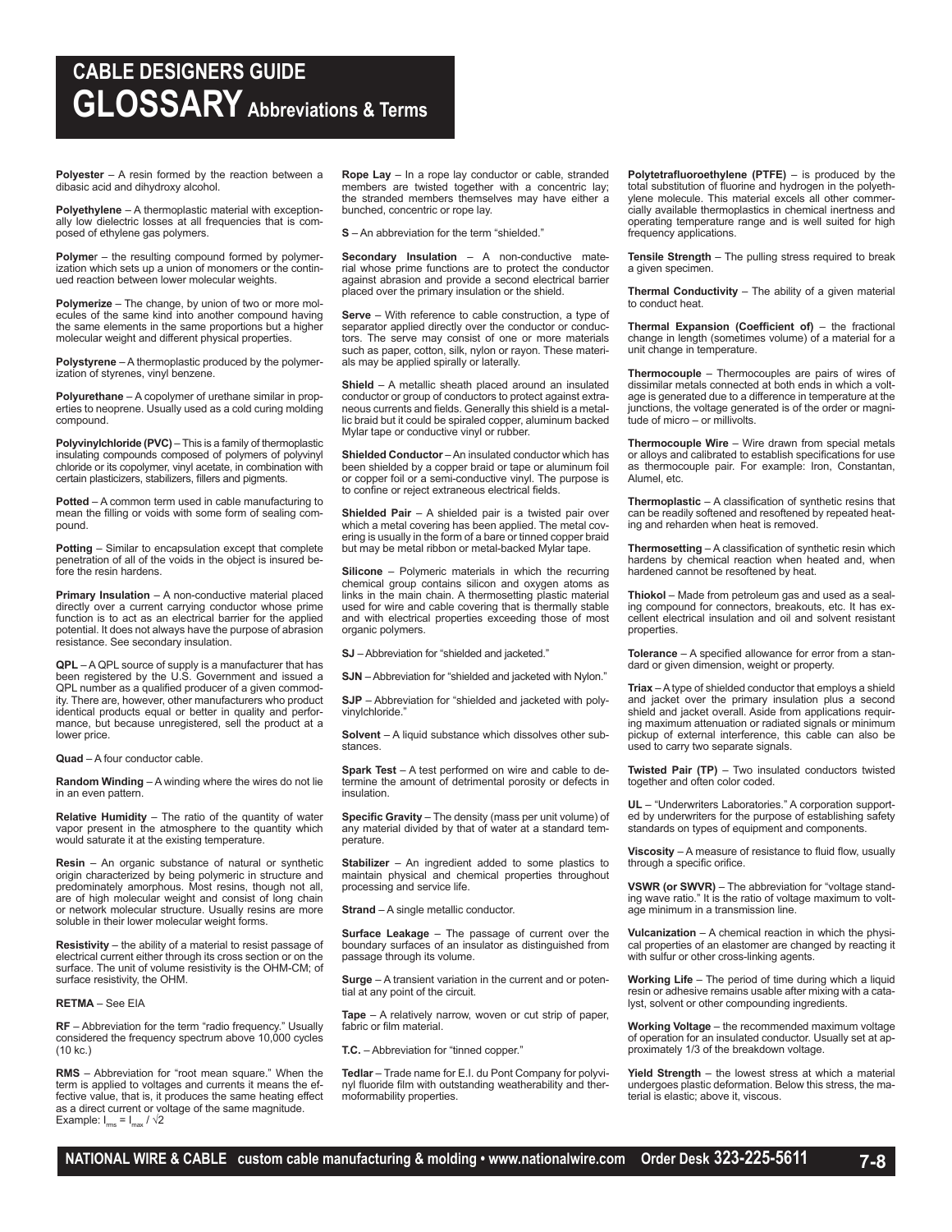# CABLE DESIGNERS GUIDE

# GLOSSARY Abbreviations & Terms

**Polyester** – A resin formed by the reaction between a dibasic acid and dihydroxy alcohol.

**Polyethylene** – A thermoplastic material with exceptionally low dielectric losses at all frequencies that is composed of ethylene gas polymers.

**Polymer** – the resulting compound formed by polymerization which sets up a union of monomers or the continued reaction between lower molecular weights.

**Polymerize** – The change, by union of two or more molecules of the same kind into another compound having the same elements in the same proportions but a higher molecular weight and different physical properties.

**Polystyrene** – A thermoplastic produced by the polymerization of styrenes, vinyl benzene.

**Polyurethane** – A copolymer of urethane similar in properties to neoprene. Usually used as a cold curing molding compound.

**Polyvinylchloride (PVC)** – This is a family of thermoplastic insulating compounds composed of polymers of polyvinyl chloride or its copolymer, vinyl acetate, in combination with certain plasticizers, stabilizers, fillers and pigments.

**Potted** – A common term used in cable manufacturing to mean the filling or voids with some form of sealing compound.

**Potting** – Similar to encapsulation except that complete penetration of all of the voids in the object is insured before the resin hardens.

**Primary Insulation** – A non-conductive material placed directly over a current carrying conductor whose prime function is to act as an electrical barrier for the applied potential. It does not always have the purpose of abrasion resistance. See secondary insulation.

**QPL** – A QPL source of supply is a manufacturer that has been registered by the U.S. Government and issued a QPL number as a qualified producer of a given commodity. There are, however, other manufacturers who product identical products equal or better in quality and performance, but because unregistered, sell the product at a lower price.

**Quad** – A four conductor cable.

**Random Winding** – A winding where the wires do not lie in an even pattern.

**Relative Humidity** – The ratio of the quantity of water vapor present in the atmosphere to the quantity which would saturate it at the existing temperature.

**Resin** – An organic substance of natural or synthetic origin characterized by being polymeric in structure and predominately amorphous. Most resins, though not all, are of high molecular weight and consist of long chain or network molecular structure. Usually resins are more soluble in their lower molecular weight forms.

**Resistivity** – the ability of a material to resist passage of electrical current either through its cross section or on the surface. The unit of volume resistivity is the OHM-CM; of surface resistivity, the OHM.

**RETMA** – See EIA

**RF** – Abbreviation for the term "radio frequency." Usually considered the frequency spectrum above 10,000 cycles (10 kc.)

**RMS** – Abbreviation for "root mean square." When the term is applied to voltages and currents it means the effective value, that is, it produces the same heating effect as a direct current or voltage of the same magnitude. Example: $I_{rms} = I_{max} / \sqrt{2}$

**Rope Lay** – In a rope lay conductor or cable, stranded members are twisted together with a concentric lay; the stranded members themselves may have either a bunched, concentric or rope lay.

**S** – An abbreviation for the term "shielded."

**Secondary Insulation** – A non-conductive material whose prime functions are to protect the conductor against abrasion and provide a second electrical barrier placed over the primary insulation or the shield.

**Serve** – With reference to cable construction, a type of separator applied directly over the conductor or conductors. The serve may consist of one or more materials such as paper, cotton, silk, nylon or rayon. These materials may be applied spirally or laterally.

**Shield** – A metallic sheath placed around an insulated conductor or group of conductors to protect against extraneous currents and fields. Generally this shield is a metallic braid but it could be spiraled copper, aluminum backed Mylar tape or conductive vinyl or rubber.

**Shielded Conductor** – An insulated conductor which has been shielded by a copper braid or tape or aluminum foil or copper foil or a semi-conductive vinyl. The purpose is to confine or reject extraneous electrical fields.

**Shielded Pair** – A shielded pair is a twisted pair over which a metal covering has been applied. The metal covering is usually in the form of a bare or tinned copper braid but may be metal ribbon or metal-backed Mylar tape.

**Silicone** – Polymeric materials in which the recurring chemical group contains silicon and oxygen atoms as links in the main chain. A thermosetting plastic material used for wire and cable covering that is thermally stable and with electrical properties exceeding those of most organic polymers.

**SJ** – Abbreviation for "shielded and jacketed."

**SJN** – Abbreviation for "shielded and jacketed with Nylon."

**SJP** – Abbreviation for "shielded and jacketed with polyvinylchloride."

**Solvent** – A liquid substance which dissolves other substances.

**Spark Test** – A test performed on wire and cable to determine the amount of detrimental porosity or defects in insulation.

**Specific Gravity** – The density (mass per unit volume) of any material divided by that of water at a standard temperature.

**Stabilizer** – An ingredient added to some plastics to maintain physical and chemical properties throughout processing and service life.

**Strand** – A single metallic conductor.

**Surface Leakage** – The passage of current over the boundary surfaces of an insulator as distinguished from passage through its volume.

**Surge** – A transient variation in the current and or potential at any point of the circuit.

**Tape** – A relatively narrow, woven or cut strip of paper, fabric or film material.

**T.C.** – Abbreviation for "tinned copper."

**Tedlar** – Trade name for E.I. du Pont Company for polyvinyl fluoride film with outstanding weatherability and thermoformability properties.

**Polytetrafluoroethylene (PTFE)** – is produced by the total substitution of fluorine and hydrogen in the polyethylene molecule. This material excels all other commercially available thermoplastics in chemical inertness and operating temperature range and is well suited for high frequency applications.

**Tensile Strength** – The pulling stress required to break a given specimen.

**Thermal Conductivity** – The ability of a given material to conduct heat.

**Thermal Expansion (Coefficient of)** – the fractional change in length (sometimes volume) of a material for a unit change in temperature.

**Thermocouple** – Thermocouples are pairs of wires of dissimilar metals connected at both ends in which a voltage is generated due to a difference in temperature at the junctions, the voltage generated is of the order or magnitude of micro – or millivolts.

**Thermocouple Wire** – Wire drawn from special metals or alloys and calibrated to establish specifications for use as thermocouple pair. For example: Iron, Constantan, Alumel, etc.

**Thermoplastic** – A classification of synthetic resins that can be readily softened and resoftened by repeated heating and reharden when heat is removed.

**Thermosetting** – A classification of synthetic resin which hardens by chemical reaction when heated and, when hardened cannot be resoftened by heat.

**Thiokol** – Made from petroleum gas and used as a sealing compound for connectors, breakouts, etc. It has excellent electrical insulation and oil and solvent resistant properties.

**Tolerance** – A specified allowance for error from a standard or given dimension, weight or property.

**Triax** – A type of shielded conductor that employs a shield and jacket over the primary insulation plus a second shield and jacket overall. Aside from applications requiring maximum attenuation or radiated signals or minimum pickup of external interference, this cable can also be used to carry two separate signals.

**Twisted Pair (TP)** – Two insulated conductors twisted together and often color coded.

**UL** – "Underwriters Laboratories." A corporation supported by underwriters for the purpose of establishing safety standards on types of equipment and components.

**Viscosity** – A measure of resistance to fluid flow, usually through a specific orifice.

**VSWR (or SWVR)** – The abbreviation for "voltage standing wave ratio." It is the ratio of voltage maximum to voltage minimum in a transmission line.

**Vulcanization** – A chemical reaction in which the physical properties of an elastomer are changed by reacting it with sulfur or other cross-linking agents.

**Working Life** – The period of time during which a liquid resin or adhesive remains usable after mixing with a catalyst, solvent or other compounding ingredients.

**Working Voltage** – the recommended maximum voltage of operation for an insulated conductor. Usually set at approximately 1/3 of the breakdown voltage.

**Yield Strength** – the lowest stress at which a material undergoes plastic deformation. Below this stress, the material is elastic; above it, viscous.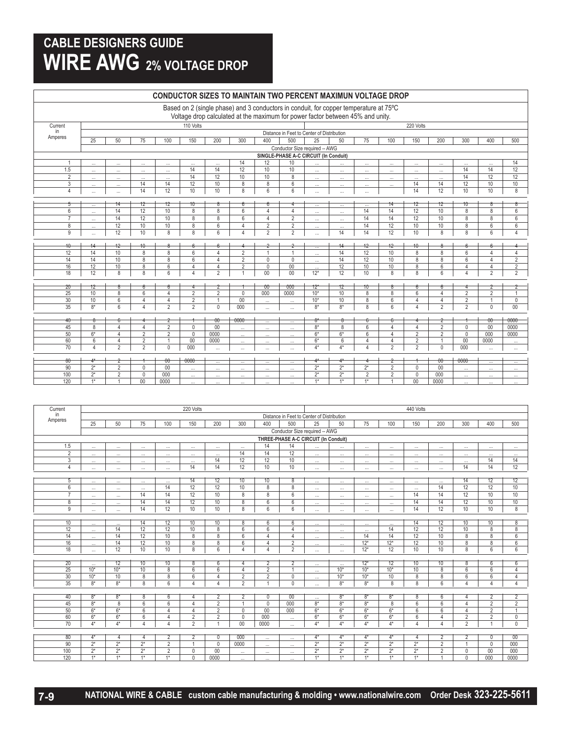# CABLE DESIGNERS GUIDE
# WIRE AWG 2% VOLTAGE DROP

## CONDUCTOR SIZES TO MAINTAIN TWO PERCENT MAXIMUN VOLTAGE DROP

Based on 2 (single phase) and 3 conductors in conduit, for copper temperature at 75ºC
Voltage drop calculated at the maximum for power factor between 45% and unity.

| Current in Amperes | 110 Volts | | | | | | | | | 220 Volts | | | | | | | | |
|---|---|---|---|---|---|---|---|---|---|---|---|---|---|---|---|---|---|---|
| | Distance in Feet to Center of Distribution | | | | | | | | | | | | | | | | | |
| | 25 | 50 | 75 | 100 | 150 | 200 | 300 | 400 | 500 | 25 | 50 | 75 | 100 | 150 | 200 | 300 | 400 | 500 |
| | Conductor Size required -- AWG | | | | | | | | | | | | | | | | | |
| | SINGLE-PHASE A-C CIRCUIT (In Conduit) | | | | | | | | | | | | | | | | | |
| 1 | ... | ... | ... | ... | ... | ... | 14 | 12 | 10 | ... | ... | ... | ... | ... | ... | ... | ... | 14 |
| 1.5 | ... | ... | ... | ... | 14 | 14 | 12 | 10 | 10 | ... | ... | ... | ... | ... | ... | 14 | 14 | 12 |
| 2 | ... | ... | ... | ... | 14 | 12 | 10 | 10 | 8 | ... | ... | ... | ... | ... | ... | 14 | 12 | 12 |
| 3 | ... | ... | 14 | 14 | 12 | 10 | 8 | 8 | 6 | ... | ... | ... | ... | 14 | 14 | 12 | 10 | 10 |
| 4 | ... | ... | 14 | 12 | 10 | 10 | 8 | 6 | 6 | ... | ... | ... | | 14 | 12 | 10 | 10 | 8 |
| 5 | ... | 14 | 12 | 12 | 10 | 8 | 6 | 6 | 4 | ... | ... | ... | 14 | 12 | 12 | 10 | 8 | 8 |
| 6 | ... | 14 | 12 | 10 | 8 | 8 | 6 | 4 | 4 | ... | ... | 14 | 14 | 12 | 10 | 8 | 8 | 6 |
| 7 | ... | 14 | 12 | 10 | 8 | 8 | 6 | 4 | 2 | ... | ... | 14 | 14 | 12 | 10 | 8 | 8 | 6 |
| 8 | ... | 12 | 10 | 10 | 8 | 6 | 4 | 2 | 2 | ... | ... | 14 | 12 | 10 | 10 | 8 | 6 | 6 |
| 9 | ... | 12 | 10 | 8 | 8 | 6 | 4 | 2 | 2 | ... | 14 | 14 | 12 | 10 | 8 | 8 | 6 | 4 |
| 10 | 14 | 12 | 10 | 8 | 6 | 6 | 4 | 2 | 2 | ... | 14 | 12 | 12 | 10 | 8 | 6 | 6 | 4 |
| 12 | 14 | 10 | 8 | 8 | 6 | 4 | 2 | 1 | 1 | ... | 14 | 12 | 10 | 8 | 8 | 6 | 4 | 4 |
| 14 | 14 | 10 | 8 | 8 | 6 | 4 | 2 | 0 | 0 | ... | 14 | 12 | 10 | 8 | 8 | 6 | 4 | 2 |
| 16 | 12 | 10 | 8 | 6 | 4 | 4 | 2 | 0 | 00 | ... | 12 | 10 | 10 | 8 | 6 | 4 | 4 | 2 |
| 18 | 12 | 8 | 8 | 6 | 4 | 2 | 1 | 00 | 00 | 12* | 12 | 10 | 8 | 8 | 6 | 4 | 2 | 2 |
| 20 | 12 | 8 | 6 | 6 | 4 | 2 | 1 | 00 | 000 | 12* | 12 | 10 | 8 | 6 | 6 | 4 | 2 | 2 |
| 25 | 10 | 8 | 6 | 4 | 2 | 2 | 0 | 000 | 0000 | 10* | 10 | 8 | 8 | 6 | 4 | 2 | 2 | 1 |
| 30 | 10 | 6 | 4 | 4 | 2 | 1 | 00 | ... | ... | 10* | 10 | 8 | 6 | 4 | 4 | 2 | 1 | 0 |
| 35 | 8* | 6 | 4 | 2 | 2 | 0 | 000 | ... | ... | 8* | 8* | 8 | 6 | 4 | 2 | 2 | 0 | 00 |
| 40 | 8 | 6 | 4 | 2 | 1 | 00 | 0000 | ... | ... | 8* | 8 | 6 | 6 | 4 | 2 | 1 | 00 | 0000 |
| 45 | 8 | 4 | 4 | 2 | 0 | 00 | ... | ... | ... | 8* | 8 | 6 | 4 | 4 | 2 | 0 | 00 | 0000 |
| 50 | 6* | 4 | 2 | 2 | 0 | 0000 | ... | ... | ... | 6* | 6* | 6 | 4 | 2 | 2 | 0 | 000 | 0000 |
| 60 | 6 | 4 | 2 | 1 | 00 | 0000 | ... | ... | ... | 6* | 6 | 4 | 4 | 2 | 1 | 00 | 0000 | ... |
| 70 | 4 | 2 | 2 | 0 | 000 | ... | ... | ... | ... | 4* | 4* | 4 | 2 | 2 | 0 | 000 | ... | ... |
| 80 | 4* | 2 | 1 | 00 | 0000 | ... | ... | ... | ... | 4* | 4* | 4 | 2 | 1 | 00 | 0000 | ... | ... |
| 90 | 2* | 2 | 0 | 00 | ... | ... | ... | ... | ... | 2* | 2* | 2* | 2 | 0 | 00 | ... | ... | ... |
| 100 | 2* | 2 | 0 | 000 | ... | ... | ... | ... | ... | 2* | 2* | 2 | 2 | 0 | 000 | ... | ... | ... |
| 120 | 1* | 1 | 00 | 0000 | ... | ... | ... | ... | ... | 1* | 1* | 1* | 1 | 00 | 0000 | ... | ... | ... |

| Current in Amperes | 220 Volts | | | | | | | | | 440 Volts | | | | | | | | |
|---|---|---|---|---|---|---|---|---|---|---|---|---|---|---|---|---|---|---|
| | Distance in Feet to Center of Distribution | | | | | | | | | | | | | | | | | |
| | 25 | 50 | 75 | 100 | 150 | 200 | 300 | 400 | 500 | 25 | 50 | 75 | 100 | 150 | 200 | 300 | 400 | 500 |
| | Conductor Size required -- AWG | | | | | | | | | | | | | | | | | |
| | THREE-PHASE A-C CIRCUIT (In Conduit) | | | | | | | | | | | | | | | | | |
| 1.5 | ... | ... | ... | ... | ... | ... | ... | 14 | 14 | ... | ... | ... | ... | ... | ... | ... | ... | ... |
| 2 | ... | ... | ... | ... | ... | ... | 14 | 14 | 12 | ... | ... | ... | ... | ... | ... | ... | ... | ... |
| 3 | ... | ... | ... | ... | ... | 14 | 12 | 12 | 10 | ... | ... | ... | ... | ... | ... | ... | 14 | 14 |
| 4 | ... | ... | ... | ... | 14 | 14 | 12 | 10 | 10 | ... | ... | ... | ... | ... | ... | 14 | 14 | 12 |
| 5 | ... | ... | ... | ... | 14 | 12 | 10 | 10 | 8 | ... | ... | ... | ... | ... | ... | 14 | 12 | 12 |
| 6 | ... | ... | ... | 14 | 12 | 12 | 10 | 8 | 8 | ... | ... | ... | ... | ... | 14 | 12 | 12 | 10 |
| 7 | ... | ... | 14 | 14 | 12 | 10 | 8 | 8 | 6 | ... | ... | ... | ... | 14 | 14 | 12 | 10 | 10 |
| 8 | ... | ... | 14 | 14 | 12 | 10 | 8 | 6 | 6 | ... | ... | ... | ... | 14 | 14 | 12 | 10 | 10 |
| 9 | ... | ... | 14 | 12 | 10 | 10 | 8 | 6 | 6 | ... | ... | ... | ... | 14 | 12 | 10 | 10 | 8 |
| 10 | ... | ... | 14 | 12 | 10 | 10 | 8 | 6 | 6 | ... | ... | ... | ... | 14 | 12 | 10 | 10 | 8 |
| 12 | ... | 14 | 12 | 12 | 10 | 8 | 6 | 6 | 4 | ... | ... | ... | 14 | 12 | 12 | 10 | 8 | 8 |
| 14 | ... | 14 | 12 | 10 | 8 | 8 | 6 | 4 | 4 | ... | ... | 14 | 14 | 12 | 10 | 8 | 8 | 6 |
| 16 | ... | 14 | 12 | 10 | 8 | 8 | 6 | 4 | 2 | ... | ... | 12* | 12* | 12 | 10 | 8 | 8 | 6 |
| 18 | ... | 12 | 10 | 10 | 8 | 6 | 4 | 4 | 2 | ... | ... | 12* | 12 | 10 | 10 | 8 | 6 | 6 |
| 20 | ... | 12 | 10 | 10 | 8 | 6 | 4 | 2 | 2 | ... | ... | 12* | 12 | 10 | 10 | 8 | 6 | 6 |
| 25 | 10* | 10* | 10 | 8 | 6 | 6 | 4 | 2 | 1 | ... | 10* | 10* | 10* | 10 | 8 | 6 | 6 | 4 |
| 30 | 10* | 10 | 8 | 8 | 6 | 4 | 2 | 2 | 0 | ... | 10* | 10* | 10 | 8 | 8 | 6 | 6 | 4 |
| 35 | 8* | 8* | 8 | 6 | 4 | 4 | 2 | 1 | 0 | ... | 8* | 8* | 8 | 8 | 6 | 4 | 4 | 4 |
| 40 | 8* | 8* | 8 | 6 | 4 | 2 | 2 | 0 | 00 | ... | 8* | 8* | 8* | 8 | 6 | 4 | 2 | 2 |
| 45 | 8* | 8 | 6 | 6 | 4 | 2 | 1 | 0 | 000 | 8* | 8* | 8* | 8 | 6 | 6 | 4 | 2 | 2 |
| 50 | 6* | 6* | 6 | 4 | 4 | 2 | 0 | 00 | 000 | 6* | 6* | 6* | 6* | 6 | 6 | 4 | 2 | 1 |
| 60 | 6* | 6* | 6 | 4 | 2 | 2 | 0 | 000 | ... | 6* | 6* | 6* | 6* | 6 | 4 | 2 | 2 | 0 |
| 70 | 4* | 4* | 4 | 4 | 2 | 1 | 00 | 0000 | ... | 4* | 4* | 4* | 4* | 4 | 4 | 2 | 1 | 0 |
| 80 | 4* | 4 | 4 | 2 | 2 | 0 | 000 | ... | ... | 4* | 4* | 4* | 4* | 4 | 2 | 2 | 0 | 00 |
| 90 | 2* | 2* | 2* | 2 | 1 | 0 | 0000 | ... | ... | 2* | 2* | 2* | 2* | 2* | 2 | 1 | 0 | 000 |
| 100 | 2* | 2* | 2* | 2 | 0 | 00 | ... | ... | ... | 2* | 2* | 2* | 2* | 2* | 2 | 0 | 00 | 000 |
| 120 | 1* | 1* | 1* | 1* | 0 | 0000 | ... | ... | ... | 1* | 1* | 1* | 1* | 1* | 1 | 0 | 000 | 0000 |

**NATIONAL WIRE & CABLE custom cable manufacturing & molding • www.nationalwire.com Order Desk 323-225-5611**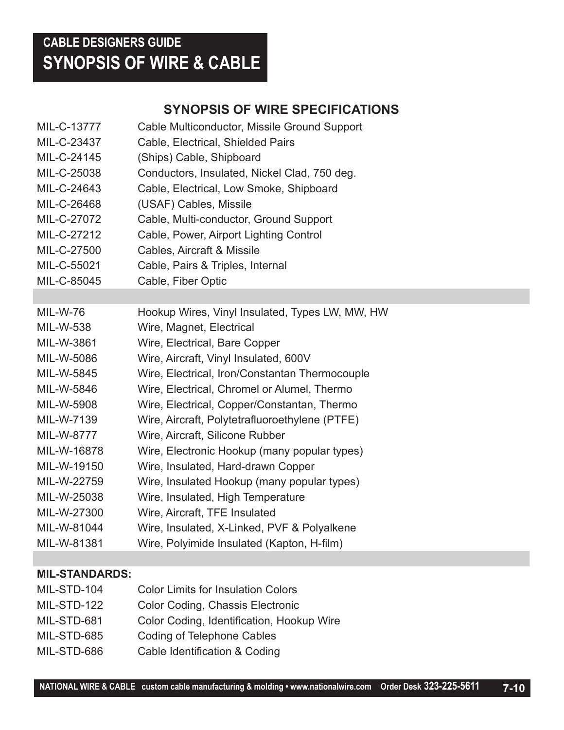# CABLE DESIGNERS GUIDE
# SYNOPSIS OF WIRE & CABLE

## SYNOPSIS OF WIRE SPECIFICATIONS

| | |
|---|---|
| MIL-C-13777 | Cable Multiconductor, Missile Ground Support |
| MIL-C-23437 | Cable, Electrical, Shielded Pairs |
| MIL-C-24145 | (Ships) Cable, Shipboard |
| MIL-C-25038 | Conductors, Insulated, Nickel Clad, 750 deg. |
| MIL-C-24643 | Cable, Electrical, Low Smoke, Shipboard |
| MIL-C-26468 | (USAF) Cables, Missile |
| MIL-C-27072 | Cable, Multi-conductor, Ground Support |
| MIL-C-27212 | Cable, Power, Airport Lighting Control |
| MIL-C-27500 | Cables, Aircraft & Missile |
| MIL-C-55021 | Cable, Pairs & Triples, Internal |
| MIL-C-85045 | Cable, Fiber Optic |

| | |
|---|---|
| MIL-W-76 | Hookup Wires, Vinyl Insulated, Types LW, MW, HW |
| MIL-W-538 | Wire, Magnet, Electrical |
| MIL-W-3861 | Wire, Electrical, Bare Copper |
| MIL-W-5086 | Wire, Aircraft, Vinyl Insulated, 600V |
| MIL-W-5845 | Wire, Electrical, Iron/Constantan Thermocouple |
| MIL-W-5846 | Wire, Electrical, Chromel or Alumel, Thermo |
| MIL-W-5908 | Wire, Electrical, Copper/Constantan, Thermo |
| MIL-W-7139 | Wire, Aircraft, Polytetrafluoroethylene (PTFE) |
| MIL-W-8777 | Wire, Aircraft, Silicone Rubber |
| MIL-W-16878 | Wire, Electronic Hookup (many popular types) |
| MIL-W-19150 | Wire, Insulated, Hard-drawn Copper |
| MIL-W-22759 | Wire, Insulated Hookup (many popular types) |
| MIL-W-25038 | Wire, Insulated, High Temperature |
| MIL-W-27300 | Wire, Aircraft, TFE Insulated |
| MIL-W-81044 | Wire, Insulated, X-Linked, PVF & Polyalkene |
| MIL-W-81381 | Wire, Polyimide Insulated (Kapton, H-film) |

**MIL-STANDARDS:**

| | |
|---|---|
| MIL-STD-104 | Color Limits for Insulation Colors |
| MIL-STD-122 | Color Coding, Chassis Electronic |
| MIL-STD-681 | Color Coding, Identification, Hookup Wire |
| MIL-STD-685 | Coding of Telephone Cables |
| MIL-STD-686 | Cable Identification & Coding |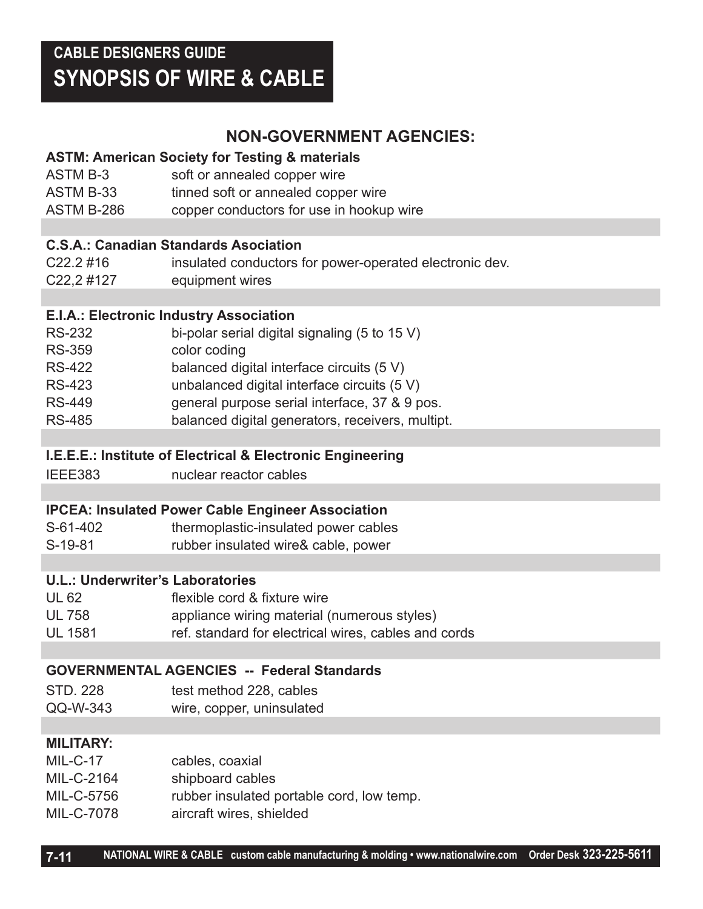# CABLE DESIGNERS GUIDE
## SYNOPSIS OF WIRE & CABLE

### NON-GOVERNMENT AGENCIES:

**ASTM: American Society for Testing & materials**

| | |
|---|---|
| ASTM B-3 | soft or annealed copper wire |
| ASTM B-33 | tinned soft or annealed copper wire |
| ASTM B-286 | copper conductors for use in hookup wire |

**C.S.A.: Canadian Standards Asociation**

| | |
|---|---|
| C22.2 #16 | insulated conductors for power-operated electronic dev. |
| C22,2 #127 | equipment wires |

**E.I.A.: Electronic Industry Association**

| | |
|---|---|
| RS-232 | bi-polar serial digital signaling (5 to 15 V) |
| RS-359 | color coding |
| RS-422 | balanced digital interface circuits (5 V) |
| RS-423 | unbalanced digital interface circuits (5 V) |
| RS-449 | general purpose serial interface, 37 & 9 pos. |
| RS-485 | balanced digital generators, receivers, multipt. |

**I.E.E.E.: Institute of Electrical & Electronic Engineering**

| | |
|---|---|
| IEEE383 | nuclear reactor cables |

**IPCEA: Insulated Power Cable Engineer Association**

| | |
|---|---|
| S-61-402 | thermoplastic-insulated power cables |
| S-19-81 | rubber insulated wire& cable, power |

**U.L.: Underwriter's Laboratories**

| | |
|---|---|
| UL 62 | flexible cord & fixture wire |
| UL 758 | appliance wiring material (numerous styles) |
| UL 1581 | ref. standard for electrical wires, cables and cords |

**GOVERNMENTAL AGENCIES -- Federal Standards**

| | |
|---|---|
| STD. 228 | test method 228, cables |
| QQ-W-343 | wire, copper, uninsulated |

**MILITARY:**

| | |
|---|---|
| MIL-C-17 | cables, coaxial |
| MIL-C-2164 | shipboard cables |
| MIL-C-5756 | rubber insulated portable cord, low temp. |
| MIL-C-7078 | aircraft wires, shielded |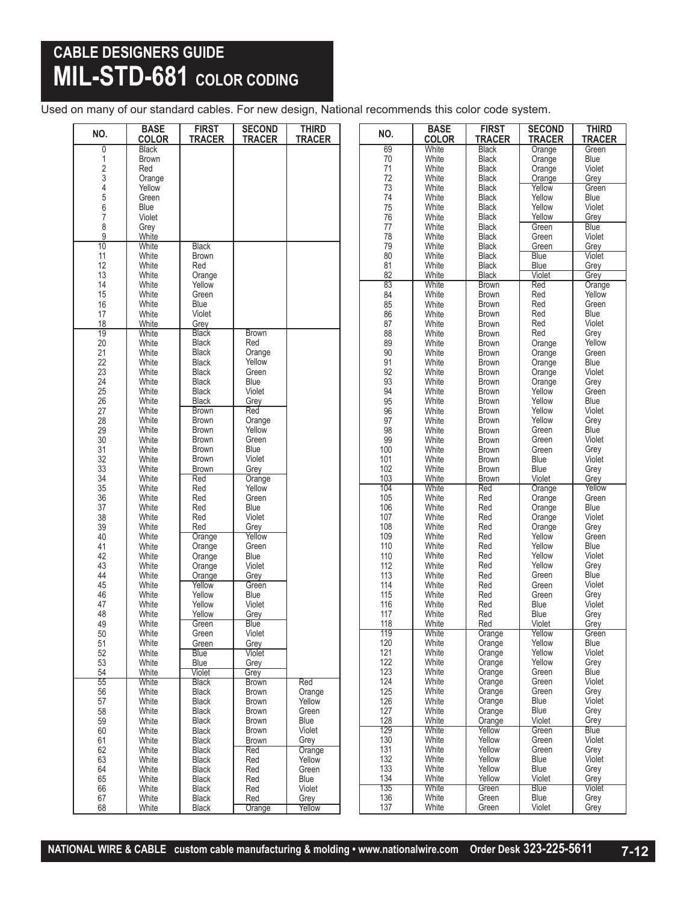# CABLE DESIGNERS GUIDE
## MIL-STD-681 COLOR CODING

Used on many of our standard cables. For new design, National recommends this color code system.

| NO. | BASE COLOR | FIRST TRACER | SECOND TRACER | THIRD TRACER |
|---|---|---|---|---|
| 0 | Black | | | |
| 1 | Brown | | | |
| 2 | Red | | | |
| 3 | Orange | | | |
| 4 | Yellow | | | |
| 5 | Green | | | |
| 6 | Blue | | | |
| 7 | Violet | | | |
| 8 | Grey | | | |
| 9 | White | | | |
| 10 | White | Black | | |
| 11 | White | Brown | | |
| 12 | White | Red | | |
| 13 | White | Orange | | |
| 14 | White | Yellow | | |
| 15 | White | Green | | |
| 16 | White | Blue | | |
| 17 | White | Violet | | |
| 18 | White | Grey | | |
| 19 | White | Black | Brown | |
| 20 | White | Black | Red | |
| 21 | White | Black | Orange | |
| 22 | White | Black | Yellow | |
| 23 | White | Black | Green | |
| 24 | White | Black | Blue | |
| 25 | White | Black | Violet | |
| 26 | White | Black | Grey | |
| 27 | White | Brown | Red | |
| 28 | White | Brown | Orange | |
| 29 | White | Brown | Yellow | |
| 30 | White | Brown | Green | |
| 31 | White | Brown | Blue | |
| 32 | White | Brown | Violet | |
| 33 | White | Brown | Grey | |
| 34 | White | Red | Orange | |
| 35 | White | Red | Yellow | |
| 36 | White | Red | Green | |
| 37 | White | Red | Blue | |
| 38 | White | Red | Violet | |
| 39 | White | Red | Grey | |
| 40 | White | Orange | Yellow | |
| 41 | White | Orange | Green | |
| 42 | White | Orange | Blue | |
| 43 | White | Orange | Violet | |
| 44 | White | Orange | Grey | |
| 45 | White | Yellow | Green | |
| 46 | White | Yellow | Blue | |
| 47 | White | Yellow | Violet | |
| 48 | White | Yellow | Grey | |
| 49 | White | Green | Blue | |
| 50 | White | Green | Violet | |
| 51 | White | Green | Grey | |
| 52 | White | Blue | Violet | |
| 53 | White | Blue | Grey | |
| 54 | White | Violet | Grey | |
| 55 | White | Black | Brown | Red |
| 56 | White | Black | Brown | Orange |
| 57 | White | Black | Brown | Yellow |
| 58 | White | Black | Brown | Green |
| 59 | White | Black | Brown | Blue |
| 60 | White | Black | Brown | Violet |
| 61 | White | Black | Brown | Grey |
| 62 | White | Black | Red | Orange |
| 63 | White | Black | Red | Yellow |
| 64 | White | Black | Red | Green |
| 65 | White | Black | Red | Blue |
| 66 | White | Black | Red | Violet |
| 67 | White | Black | Red | Grey |
| 68 | White | Black | Orange | Yellow |
| 69 | White | Black | Orange | Green |
| 70 | White | Black | Orange | Blue |
| 71 | White | Black | Orange | Violet |
| 72 | White | Black | Orange | Grey |
| 73 | White | Black | Yellow | Green |
| 74 | White | Black | Yellow | Blue |
| 75 | White | Black | Yellow | Violet |
| 76 | White | Black | Yellow | Grey |
| 77 | White | Black | Green | Blue |
| 78 | White | Black | Green | Violet |
| 79 | White | Black | Green | Grey |
| 80 | White | Black | Blue | Violet |
| 81 | White | Black | Blue | Grey |
| 82 | White | Black | Violet | Grey |
| 83 | White | Brown | Red | Orange |
| 84 | White | Brown | Red | Yellow |
| 85 | White | Brown | Red | Green |
| 86 | White | Brown | Red | Blue |
| 87 | White | Brown | Red | Violet |
| 88 | White | Brown | Red | Grey |
| 89 | White | Brown | Orange | Yellow |
| 90 | White | Brown | Orange | Green |
| 91 | White | Brown | Orange | Blue |
| 92 | White | Brown | Orange | Violet |
| 93 | White | Brown | Orange | Grey |
| 94 | White | Brown | Yellow | Green |
| 95 | White | Brown | Yellow | Blue |
| 96 | White | Brown | Yellow | Violet |
| 97 | White | Brown | Yellow | Grey |
| 98 | White | Brown | Green | Blue |
| 99 | White | Brown | Green | Violet |
| 100 | White | Brown | Green | Grey |
| 101 | White | Brown | Blue | Violet |
| 102 | White | Brown | Blue | Grey |
| 103 | White | Brown | Violet | Grey |
| 104 | White | Red | Orange | Yellow |
| 105 | White | Red | Orange | Green |
| 106 | White | Red | Orange | Blue |
| 107 | White | Red | Orange | Violet |
| 108 | White | Red | Orange | Grey |
| 109 | White | Red | Yellow | Green |
| 110 | White | Red | Yellow | Blue |
| 110 | White | Red | Yellow | Violet |
| 112 | White | Red | Yellow | Grey |
| 113 | White | Red | Green | Blue |
| 114 | White | Red | Green | Violet |
| 115 | White | Red | Green | Grey |
| 116 | White | Red | Blue | Violet |
| 117 | White | Red | Blue | Grey |
| 118 | White | Red | Violet | Grey |
| 119 | White | Orange | Yellow | Green |
| 120 | White | Orange | Yellow | Blue |
| 121 | White | Orange | Yellow | Violet |
| 122 | White | Orange | Yellow | Grey |
| 123 | White | Orange | Green | Blue |
| 124 | White | Orange | Green | Violet |
| 125 | White | Orange | Green | Grey |
| 126 | White | Orange | Blue | Violet |
| 127 | White | Orange | Blue | Grey |
| 128 | White | Orange | Violet | Grey |
| 129 | White | Yellow | Green | Blue |
| 130 | White | Yellow | Green | Violet |
| 131 | White | Yellow | Green | Grey |
| 132 | White | Yellow | Blue | Violet |
| 133 | White | Yellow | Blue | Grey |
| 134 | White | Yellow | Violet | Grey |
| 135 | White | Green | Blue | Violet |
| 136 | White | Green | Blue | Grey |
| 137 | White | Green | Violet | Grey |

NATIONAL WIRE & CABLE custom cable manufacturing & molding • www.nationalwire.com Order Desk 323-225-5611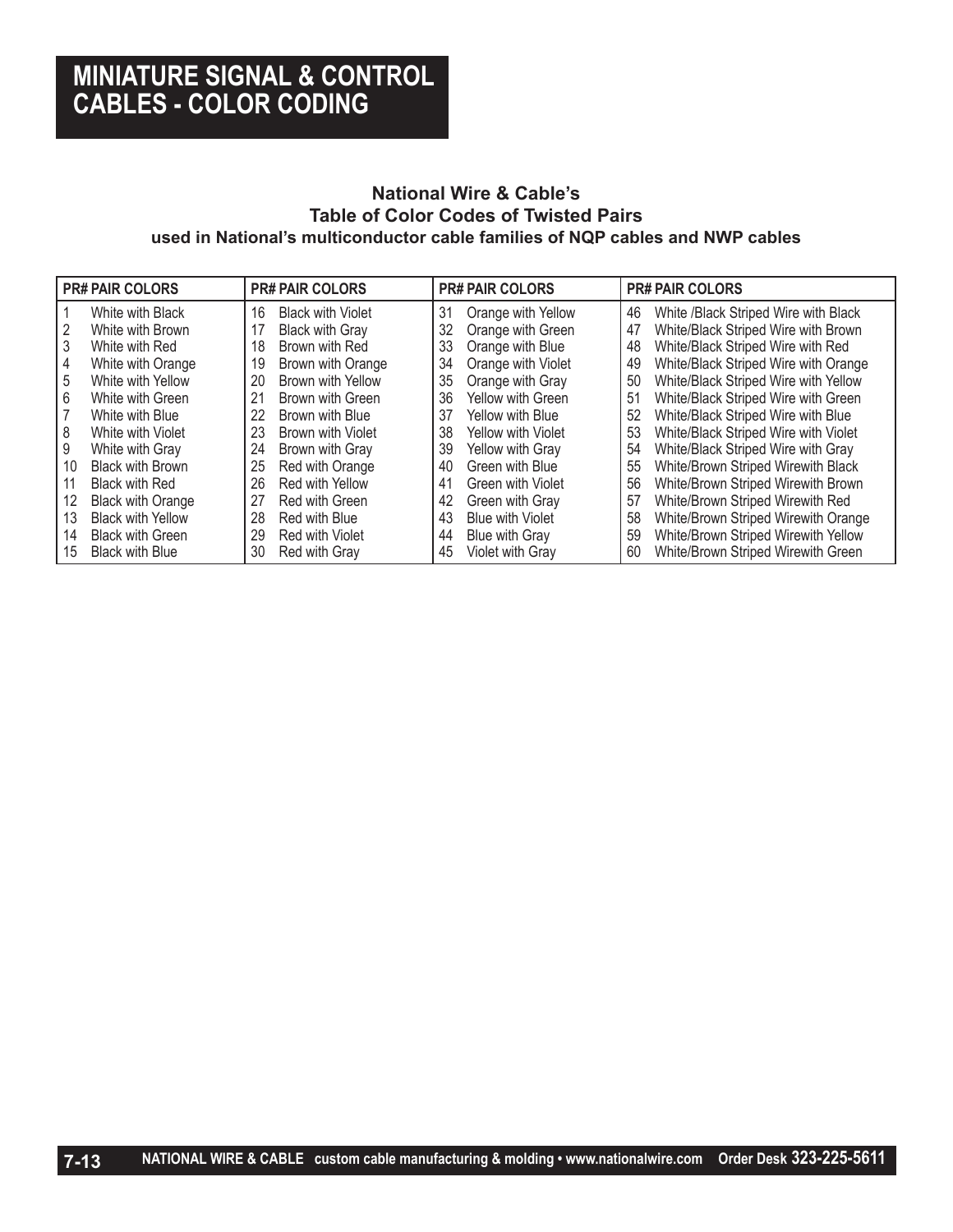# MINIATURE SIGNAL & CONTROL CABLES - COLOR CODING

**National Wire & Cable's**
**Table of Color Codes of Twisted Pairs**
**used in National's multiconductor cable families of NQP cables and NWP cables**

| PR# | PAIR COLORS | PR# | PAIR COLORS | PR# | PAIR COLORS | PR# | PAIR COLORS |
|---|---|---|---|---|---|---|---|
| 1 | White with Black | 16 | Black with Violet | 31 | Orange with Yellow | 46 | White /Black Striped Wire with Black |
| 2 | White with Brown | 17 | Black with Gray | 32 | Orange with Green | 47 | White/Black Striped Wire with Brown |
| 3 | White with Red | 18 | Brown with Red | 33 | Orange with Blue | 48 | White/Black Striped Wire with Red |
| 4 | White with Orange | 19 | Brown with Orange | 34 | Orange with Violet | 49 | White/Black Striped Wire with Orange |
| 5 | White with Yellow | 20 | Brown with Yellow | 35 | Orange with Gray | 50 | White/Black Striped Wire with Yellow |
| 6 | White with Green | 21 | Brown with Green | 36 | Yellow with Green | 51 | White/Black Striped Wire with Green |
| 7 | White with Blue | 22 | Brown with Blue | 37 | Yellow with Blue | 52 | White/Black Striped Wire with Blue |
| 8 | White with Violet | 23 | Brown with Violet | 38 | Yellow with Violet | 53 | White/Black Striped Wire with Violet |
| 9 | White with Gray | 24 | Brown with Gray | 39 | Yellow with Gray | 54 | White/Black Striped Wire with Gray |
| 10 | Black with Brown | 25 | Red with Orange | 40 | Green with Blue | 55 | White/Brown Striped Wirewith Black |
| 11 | Black with Red | 26 | Red with Yellow | 41 | Green with Violet | 56 | White/Brown Striped Wirewith Brown |
| 12 | Black with Orange | 27 | Red with Green | 42 | Green with Gray | 57 | White/Brown Striped Wirewith Red |
| 13 | Black with Yellow | 28 | Red with Blue | 43 | Blue with Violet | 58 | White/Brown Striped Wirewith Orange |
| 14 | Black with Green | 29 | Red with Violet | 44 | Blue with Gray | 59 | White/Brown Striped Wirewith Yellow |
| 15 | Black with Blue | 30 | Red with Gray | 45 | Violet with Gray | 60 | White/Brown Striped Wirewith Green |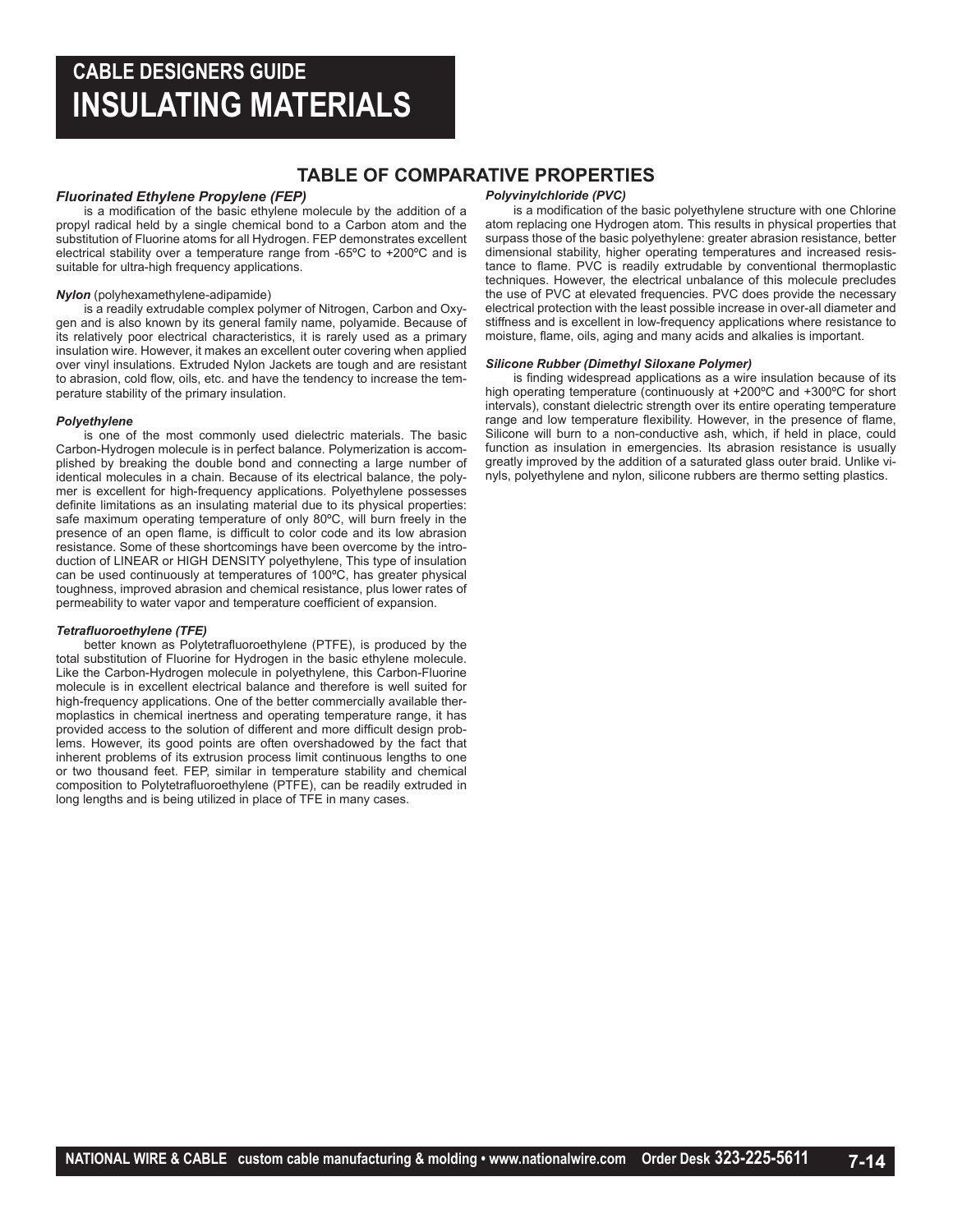# CABLE DESIGNERS GUIDE
# INSULATING MATERIALS

## TABLE OF COMPARATIVE PROPERTIES

### *Fluorinated Ethylene Propylene (FEP)*

is a modification of the basic ethylene molecule by the addition of a propyl radical held by a single chemical bond to a Carbon atom and the substitution of Fluorine atoms for all Hydrogen. FEP demonstrates excellent electrical stability over a temperature range from -65ºC to +200ºC and is suitable for ultra-high frequency applications.

### ***Nylon*** (polyhexamethylene-adipamide)

is a readily extrudable complex polymer of Nitrogen, Carbon and Oxygen and is also known by its general family name, polyamide. Because of its relatively poor electrical characteristics, it is rarely used as a primary insulation wire. However, it makes an excellent outer covering when applied over vinyl insulations. Extruded Nylon Jackets are tough and are resistant to abrasion, cold flow, oils, etc. and have the tendency to increase the temperature stability of the primary insulation.

### *Polyethylene*

is one of the most commonly used dielectric materials. The basic Carbon-Hydrogen molecule is in perfect balance. Polymerization is accomplished by breaking the double bond and connecting a large number of identical molecules in a chain. Because of its electrical balance, the polymer is excellent for high-frequency applications. Polyethylene possesses definite limitations as an insulating material due to its physical properties: safe maximum operating temperature of only 80ºC, will burn freely in the presence of an open flame, is difficult to color code and its low abrasion resistance. Some of these shortcomings have been overcome by the introduction of LINEAR or HIGH DENSITY polyethylene, This type of insulation can be used continuously at temperatures of 100ºC, has greater physical toughness, improved abrasion and chemical resistance, plus lower rates of permeability to water vapor and temperature coefficient of expansion.

### *Tetrafluoroethylene (TFE)*

better known as Polytetrafluoroethylene (PTFE), is produced by the total substitution of Fluorine for Hydrogen in the basic ethylene molecule. Like the Carbon-Hydrogen molecule in polyethylene, this Carbon-Fluorine molecule is in excellent electrical balance and therefore is well suited for high-frequency applications. One of the better commercially available thermoplastics in chemical inertness and operating temperature range, it has provided access to the solution of different and more difficult design problems. However, its good points are often overshadowed by the fact that inherent problems of its extrusion process limit continuous lengths to one or two thousand feet. FEP, similar in temperature stability and chemical composition to Polytetrafluoroethylene (PTFE), can be readily extruded in long lengths and is being utilized in place of TFE in many cases.

### *Polyvinylchloride (PVC)*

is a modification of the basic polyethylene structure with one Chlorine atom replacing one Hydrogen atom. This results in physical properties that surpass those of the basic polyethylene: greater abrasion resistance, better dimensional stability, higher operating temperatures and increased resistance to flame. PVC is readily extrudable by conventional thermoplastic techniques. However, the electrical unbalance of this molecule precludes the use of PVC at elevated frequencies. PVC does provide the necessary electrical protection with the least possible increase in over-all diameter and stiffness and is excellent in low-frequency applications where resistance to moisture, flame, oils, aging and many acids and alkalies is important.

### *Silicone Rubber (Dimethyl Siloxane Polymer)*

is finding widespread applications as a wire insulation because of its high operating temperature (continuously at +200ºC and +300ºC for short intervals), constant dielectric strength over its entire operating temperature range and low temperature flexibility. However, in the presence of flame, Silicone will burn to a non-conductive ash, which, if held in place, could function as insulation in emergencies. Its abrasion resistance is usually greatly improved by the addition of a saturated glass outer braid. Unlike vinyls, polyethylene and nylon, silicone rubbers are thermo setting plastics.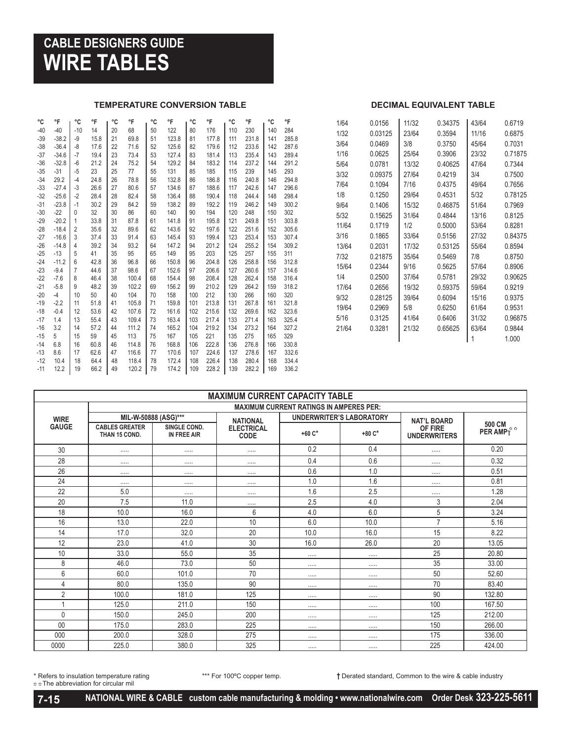# CABLE DESIGNERS GUIDE
# WIRE TABLES

## TEMPERATURE CONVERSION TABLE

| °C | °F | °C | °F | °C | °F | °C | °F | °C | °F | °C | °F | °C | °F |
|---|---|---|---|---|---|---|---|---|---|---|---|---|---|
| -40 | -40 | -10 | 14 | 20 | 68 | 50 | 122 | 80 | 176 | 110 | 230 | 140 | 284 |
| -39 | -38.2 | -9 | 15.8 | 21 | 69.8 | 51 | 123.8 | 81 | 177.8 | 111 | 231.8 | 141 | 285.8 |
| -38 | -36.4 | -8 | 17.6 | 22 | 71.6 | 52 | 125.6 | 82 | 179.6 | 112 | 233.6 | 142 | 287.6 |
| -37 | -34.6 | -7 | 19.4 | 23 | 73.4 | 53 | 127.4 | 83 | 181.4 | 113 | 235.4 | 143 | 289.4 |
| -36 | -32.8 | -6 | 21.2 | 24 | 75.2 | 54 | 129.2 | 84 | 183.2 | 114 | 237.2 | 144 | 291.2 |
| -35 | -31 | -5 | 23 | 25 | 77 | 55 | 131 | 85 | 185 | 115 | 239 | 145 | 293 |
| -34 | 29.2 | -4 | 24.8 | 26 | 78.8 | 56 | 132.8 | 86 | 186.8 | 116 | 240.8 | 146 | 294.8 |
| -33 | -27.4 | -3 | 26.6 | 27 | 80.6 | 57 | 134.6 | 87 | 188.6 | 117 | 242.6 | 147 | 296.6 |
| -32 | -25.6 | -2 | 28.4 | 28 | 82.4 | 58 | 136.4 | 88 | 190.4 | 118 | 244.4 | 148 | 298.4 |
| -31 | -23.8 | -1 | 30.2 | 29 | 84.2 | 59 | 138.2 | 89 | 192.2 | 119 | 246.2 | 149 | 300.2 |
| -30 | -22 | 0 | 32 | 30 | 86 | 60 | 140 | 90 | 194 | 120 | 248 | 150 | 302 |
| -29 | -20.2 | 1 | 33.8 | 31 | 87.8 | 61 | 141.8 | 91 | 195.8 | 121 | 249.8 | 151 | 303.8 |
| -28 | -18.4 | 2 | 35.6 | 32 | 89.6 | 62 | 143.6 | 92 | 197.6 | 122 | 251.6 | 152 | 305.6 |
| -27 | -16.6 | 3 | 37.4 | 33 | 91.4 | 63 | 145.4 | 93 | 199.4 | 123 | 253.4 | 153 | 307.4 |
| -26 | -14.8 | 4 | 39.2 | 34 | 93.2 | 64 | 147.2 | 94 | 201.2 | 124 | 255.2 | 154 | 309.2 |
| -25 | -13 | 5 | 41 | 35 | 95 | 65 | 149 | 95 | 203 | 125 | 257 | 155 | 311 |
| -24 | -11.2 | 6 | 42.8 | 36 | 96.8 | 66 | 150.8 | 96 | 204.8 | 126 | 258.8 | 156 | 312.8 |
| -23 | -9.4 | 7 | 44.6 | 37 | 98.6 | 67 | 152.6 | 97 | 206.6 | 127 | 260.6 | 157 | 314.6 |
| -22 | -7.6 | 8 | 46.4 | 38 | 100.4 | 68 | 154.4 | 98 | 208.4 | 128 | 262.4 | 158 | 316.4 |
| -21 | -5.8 | 9 | 48.2 | 39 | 102.2 | 69 | 156.2 | 99 | 210.2 | 129 | 264.2 | 159 | 318.2 |
| -20 | -4 | 10 | 50 | 40 | 104 | 70 | 158 | 100 | 212 | 130 | 266 | 160 | 320 |
| -19 | -2.2 | 11 | 51.8 | 41 | 105.8 | 71 | 159.8 | 101 | 213.8 | 131 | 267.8 | 161 | 321.8 |
| -18 | -0.4 | 12 | 53.6 | 42 | 107.6 | 72 | 161.6 | 102 | 215.6 | 132 | 269.6 | 162 | 323.6 |
| -17 | 1.4 | 13 | 55.4 | 43 | 109.4 | 73 | 163.4 | 103 | 217.4 | 133 | 271.4 | 163 | 325.4 |
| -16 | 3.2 | 14 | 57.2 | 44 | 111.2 | 74 | 165.2 | 104 | 219.2 | 134 | 273.2 | 164 | 327.2 |
| -15 | 5 | 15 | 59 | 45 | 113 | 75 | 167 | 105 | 221 | 135 | 275 | 165 | 329 |
| -14 | 6.8 | 16 | 60.8 | 46 | 114.8 | 76 | 168.8 | 106 | 222.8 | 136 | 276.8 | 166 | 330.8 |
| -13 | 8.6 | 17 | 62.6 | 47 | 116.6 | 77 | 170.6 | 107 | 224.6 | 137 | 278.6 | 167 | 332.6 |
| -12 | 10.4 | 18 | 64.4 | 48 | 118.4 | 78 | 172.4 | 108 | 226.4 | 138 | 280.4 | 168 | 334.4 |
| -11 | 12.2 | 19 | 66.2 | 49 | 120.2 | 79 | 174.2 | 109 | 228.2 | 139 | 282.2 | 169 | 336.2 |

## DECIMAL EQUIVALENT TABLE

| Fraction | Decimal | Fraction | Decimal | Fraction | Decimal |
|---|---|---|---|---|---|
| 1/64 | 0.0156 | 11/32 | 0.34375 | 43/64 | 0.6719 |
| 1/32 | 0.03125 | 23/64 | 0.3594 | 11/16 | 0.6875 |
| 3/64 | 0.0469 | 3/8 | 0.3750 | 45/64 | 0.7031 |
| 1/16 | 0.0625 | 25/64 | 0.3906 | 23/32 | 0.71875 |
| 5/64 | 0.0781 | 13/32 | 0.40625 | 47/64 | 0.7344 |
| 3/32 | 0.09375 | 27/64 | 0.4219 | 3/4 | 0.7500 |
| 7/64 | 0.1094 | 7/16 | 0.4375 | 49/64 | 0.7656 |
| 1/8 | 0.1250 | 29/64 | 0.4531 | 5/32 | 0.78125 |
| 9/64 | 0.1406 | 15/32 | 0.46875 | 51/64 | 0.7969 |
| 5/32 | 0.15625 | 31/64 | 0.4844 | 13/16 | 0.8125 |
| 11/64 | 0.1719 | 1/2 | 0.5000 | 53/64 | 0.8281 |
| 3/16 | 0.1865 | 33/64 | 0.5156 | 27/32 | 0.84375 |
| 13/64 | 0.2031 | 17/32 | 0.53125 | 55/64 | 0.8594 |
| 7/32 | 0.21875 | 35/64 | 0.5469 | 7/8 | 0.8750 |
| 15/64 | 0.2344 | 9/16 | 0.5625 | 57/64 | 0.8906 |
| 1/4 | 0.2500 | 37/64 | 0.5781 | 29/32 | 0.90625 |
| 17/64 | 0.2656 | 19/32 | 0.59375 | 59/64 | 0.9219 |
| 9/32 | 0.28125 | 39/64 | 0.6094 | 15/16 | 0.9375 |
| 19/64 | 0.2969 | 5/8 | 0.6250 | 61/64 | 0.9531 |
| 5/16 | 0.3125 | 41/64 | 0.6406 | 31/32 | 0.96875 |
| 21/64 | 0.3281 | 21/32 | 0.65625 | 63/64 | 0.9844 |
| | | | | 1 | 1.000 |

## MAXIMUM CURRENT CAPACITY TABLE

| WIRE GAUGE | MAXIMUM CURRENT RATINGS IN AMPERES PER: | | | | | | |
|---|---|---|---|---|---|---|---|
| | MIL-W-50888 (ASG)*** | | NATIONAL ELECTRICAL CODE | UNDERWRITER'S LABORATORY | | NAT'L BOARD OF FIRE UNDERWRITERS | 500 CM PER AMP†☆☆ |
| | CABLES GREATER THAN 15 COND. | SINGLE COND. IN FREE AIR | | +60 C* | +80 C* | | |
| 30 | ..... | ..... | ..... | 0.2 | 0.4 | ..... | 0.20 |
| 28 | ..... | ..... | ..... | 0.4 | 0.6 | ..... | 0.32 |
| 26 | ..... | ..... | ..... | 0.6 | 1.0 | ..... | 0.51 |
| 24 | ..... | ..... | ..... | 1.0 | 1.6 | ..... | 0.81 |
| 22 | 5.0 | ..... | ..... | 1.6 | 2.5 | ..... | 1.28 |
| 20 | 7.5 | 11.0 | ..... | 2.5 | 4.0 | 3 | 2.04 |
| 18 | 10.0 | 16.0 | 6 | 4.0 | 6.0 | 5 | 3.24 |
| 16 | 13.0 | 22.0 | 10 | 6.0 | 10.0 | 7 | 5.16 |
| 14 | 17.0 | 32.0 | 20 | 10.0 | 16.0 | 15 | 8.22 |
| 12 | 23.0 | 41.0 | 30 | 16.0 | 26.0 | 20 | 13.05 |
| 10 | 33.0 | 55.0 | 35 | ..... | ..... | 25 | 20.80 |
| 8 | 46.0 | 73.0 | 50 | ..... | ..... | 35 | 33.00 |
| 6 | 60.0 | 101.0 | 70 | ..... | ..... | 50 | 52.60 |
| 4 | 80.0 | 135.0 | 90 | ..... | ..... | 70 | 83.40 |
| 2 | 100.0 | 181.0 | 125 | ..... | ..... | 90 | 132.80 |
| 1 | 125.0 | 211.0 | 150 | ..... | ..... | 100 | 167.50 |
| 0 | 150.0 | 245.0 | 200 | ..... | ..... | 125 | 212.00 |
| 00 | 175.0 | 283.0 | 225 | ..... | ..... | 150 | 266.00 |
| 000 | 200.0 | 328.0 | 275 | ..... | ..... | 175 | 336.00 |
| 0000 | 225.0 | 380.0 | 325 | ..... | ..... | 225 | 424.00 |

\* Refers to insulation temperature rating

☆☆ The abbreviation for circular mil

*** For 100ºC copper temp.

† Derated standard, Common to the wire & cable industry

NATIONAL WIRE & CABLE custom cable manufacturing & molding • www.nationalwire.com Order Desk 323-225-5611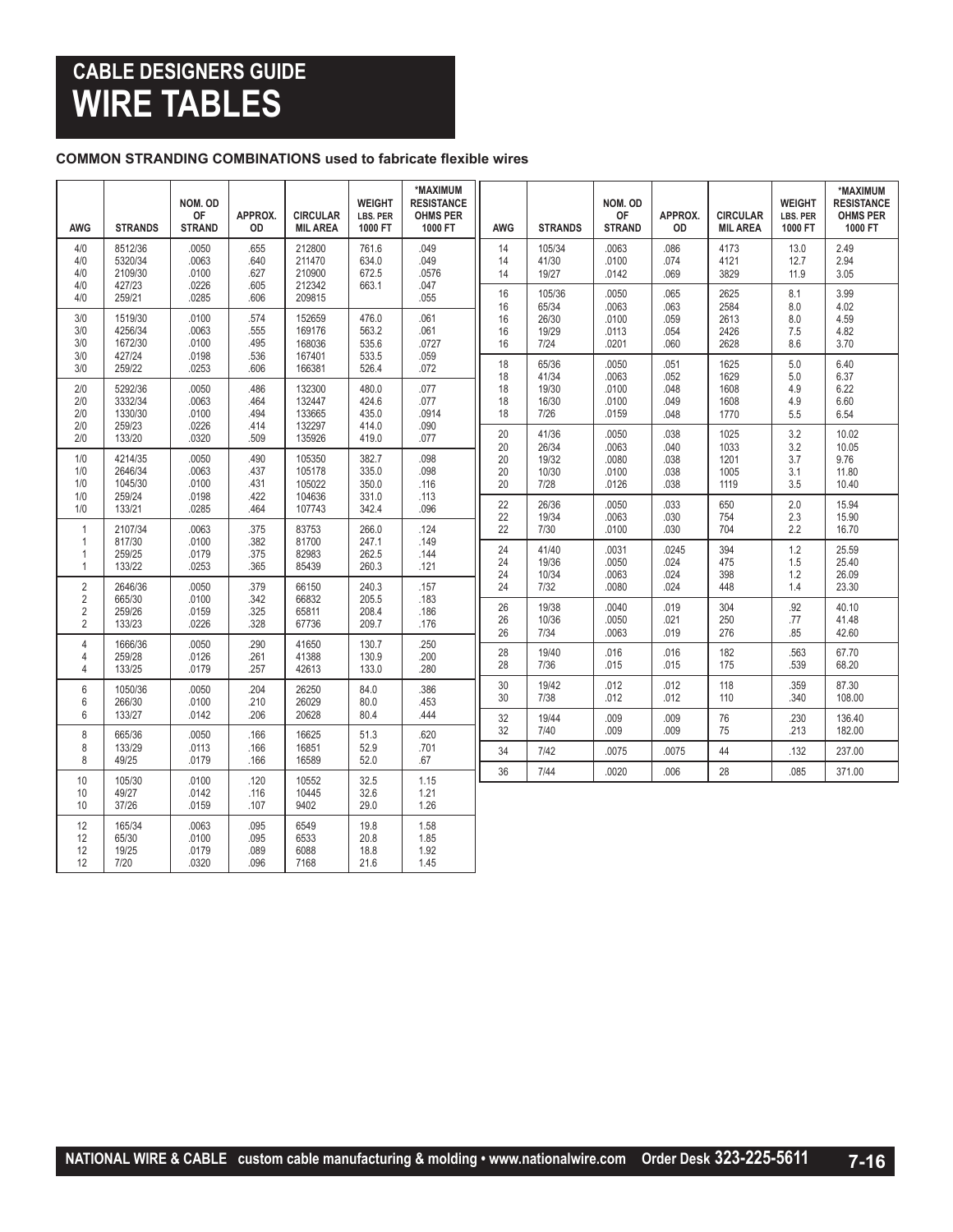# CABLE DESIGNERS GUIDE
# WIRE TABLES

**COMMON STRANDING COMBINATIONS used to fabricate flexible wires**

| AWG | STRANDS | NOM. OD OF STRAND | APPROX. OD | CIRCULAR MIL AREA | WEIGHT LBS. PER 1000 FT | *MAXIMUM RESISTANCE OHMS PER 1000 FT |
|---|---|---|---|---|---|---|
| 4/0 | 8512/36 | .0050 | .655 | 212800 | 761.6 | .049 |
| 4/0 | 5320/34 | .0063 | .640 | 211470 | 634.0 | .049 |
| 4/0 | 2109/30 | .0100 | .627 | 210900 | 672.5 | .0576 |
| 4/0 | 427/23 | .0226 | .605 | 212342 | 663.1 | .047 |
| 4/0 | 259/21 | .0285 | .606 | 209815 | | .055 |
| 3/0 | 1519/30 | .0100 | .574 | 152659 | 476.0 | .061 |
| 3/0 | 4256/34 | .0063 | .555 | 169176 | 563.2 | .061 |
| 3/0 | 1672/30 | .0100 | .495 | 168036 | 535.6 | .0727 |
| 3/0 | 427/24 | .0198 | .536 | 167401 | 533.5 | .059 |
| 3/0 | 259/22 | .0253 | .606 | 166381 | 526.4 | .072 |
| 2/0 | 5292/36 | .0050 | .486 | 132300 | 480.0 | .077 |
| 2/0 | 3332/34 | .0063 | .464 | 132447 | 424.6 | .077 |
| 2/0 | 1330/30 | .0100 | .494 | 133665 | 435.0 | .0914 |
| 2/0 | 259/23 | .0226 | .414 | 132297 | 414.0 | .090 |
| 2/0 | 133/20 | .0320 | .509 | 135926 | 419.0 | .077 |
| 1/0 | 4214/35 | .0050 | .490 | 105350 | 382.7 | .098 |
| 1/0 | 2646/34 | .0063 | .437 | 105178 | 335.0 | .098 |
| 1/0 | 1045/30 | .0100 | .431 | 105022 | 350.0 | .116 |
| 1/0 | 259/24 | .0198 | .422 | 104636 | 331.0 | .113 |
| 1/0 | 133/21 | .0285 | .464 | 107743 | 342.4 | .096 |
| 1 | 2107/34 | .0063 | .375 | 83753 | 266.0 | .124 |
| 1 | 817/30 | .0100 | .382 | 81700 | 247.1 | .149 |
| 1 | 259/25 | .0179 | .375 | 82983 | 262.5 | .144 |
| 1 | 133/22 | .0253 | .365 | 85439 | 260.3 | .121 |
| 2 | 2646/36 | .0050 | .379 | 66150 | 240.3 | .157 |
| 2 | 665/30 | .0100 | .342 | 66832 | 205.5 | .183 |
| 2 | 259/26 | .0159 | .325 | 65811 | 208.4 | .186 |
| 2 | 133/23 | .0226 | .328 | 67736 | 209.7 | .176 |
| 4 | 1666/36 | .0050 | .290 | 41650 | 130.7 | .250 |
| 4 | 259/28 | .0126 | .261 | 41388 | 130.9 | .200 |
| 4 | 133/25 | .0179 | .257 | 42613 | 133.0 | .280 |
| 6 | 1050/36 | .0050 | .204 | 26250 | 84.0 | .386 |
| 6 | 266/30 | .0100 | .210 | 26029 | 80.0 | .453 |
| 6 | 133/27 | .0142 | .206 | 20628 | 80.4 | .444 |
| 8 | 665/36 | .0050 | .166 | 16625 | 51.3 | .620 |
| 8 | 133/29 | .0113 | .166 | 16851 | 52.9 | .701 |
| 8 | 49/25 | .0179 | .166 | 16589 | 52.0 | .67 |
| 10 | 105/30 | .0100 | .120 | 10552 | 32.5 | 1.15 |
| 10 | 49/27 | .0142 | .116 | 10445 | 32.6 | 1.21 |
| 10 | 37/26 | .0159 | .107 | 9402 | 29.0 | 1.26 |
| 12 | 165/34 | .0063 | .095 | 6549 | 19.8 | 1.58 |
| 12 | 65/30 | .0100 | .095 | 6533 | 20.8 | 1.85 |
| 12 | 19/25 | .0179 | .089 | 6088 | 18.8 | 1.92 |
| 12 | 7/20 | .0320 | .096 | 7168 | 21.6 | 1.45 |
| 14 | 105/34 | .0063 | .086 | 4173 | 13.0 | 2.49 |
| 14 | 41/30 | .0100 | .074 | 4121 | 12.7 | 2.94 |
| 14 | 19/27 | .0142 | .069 | 3829 | 11.9 | 3.05 |
| 16 | 105/36 | .0050 | .065 | 2625 | 8.1 | 3.99 |
| 16 | 65/34 | .0063 | .063 | 2584 | 8.0 | 4.02 |
| 16 | 26/30 | .0100 | .059 | 2613 | 8.0 | 4.59 |
| 16 | 19/29 | .0113 | .054 | 2426 | 7.5 | 4.82 |
| 16 | 7/24 | .0201 | .060 | 2628 | 8.6 | 3.70 |
| 18 | 65/36 | .0050 | .051 | 1625 | 5.0 | 6.40 |
| 18 | 41/34 | .0063 | .052 | 1629 | 5.0 | 6.37 |
| 18 | 19/30 | .0100 | .048 | 1608 | 4.9 | 6.22 |
| 18 | 16/30 | .0100 | .049 | 1608 | 4.9 | 6.60 |
| 18 | 7/26 | .0159 | .048 | 1770 | 5.5 | 6.54 |
| 20 | 41/36 | .0050 | .038 | 1025 | 3.2 | 10.02 |
| 20 | 26/34 | .0063 | .040 | 1033 | 3.2 | 10.05 |
| 20 | 19/32 | .0080 | .038 | 1201 | 3.7 | 9.76 |
| 20 | 10/30 | .0100 | .038 | 1005 | 3.1 | 11.80 |
| 20 | 7/28 | .0126 | .038 | 1119 | 3.5 | 10.40 |
| 22 | 26/36 | .0050 | .033 | 650 | 2.0 | 15.94 |
| 22 | 19/34 | .0063 | .030 | 754 | 2.3 | 15.90 |
| 22 | 7/30 | .0100 | .030 | 704 | 2.2 | 16.70 |
| 24 | 41/40 | .0031 | .0245 | 394 | 1.2 | 25.59 |
| 24 | 19/36 | .0050 | .024 | 475 | 1.5 | 25.40 |
| 24 | 10/34 | .0063 | .024 | 398 | 1.2 | 26.09 |
| 24 | 7/32 | .0080 | .024 | 448 | 1.4 | 23.30 |
| 26 | 19/38 | .0040 | .019 | 304 | .92 | 40.10 |
| 26 | 10/36 | .0050 | .021 | 250 | .77 | 41.48 |
| 26 | 7/34 | .0063 | .019 | 276 | .85 | 42.60 |
| 28 | 19/40 | .016 | .016 | 182 | .563 | 67.70 |
| 28 | 7/36 | .015 | .015 | 175 | .539 | 68.20 |
| 30 | 19/42 | .012 | .012 | 118 | .359 | 87.30 |
| 30 | 7/38 | .012 | .012 | 110 | .340 | 108.00 |
| 32 | 19/44 | .009 | .009 | 76 | .230 | 136.40 |
| 32 | 7/40 | .009 | .009 | 75 | .213 | 182.00 |
| 34 | 7/42 | .0075 | .0075 | 44 | .132 | 237.00 |
| 36 | 7/44 | .0020 | .006 | 28 | .085 | 371.00 |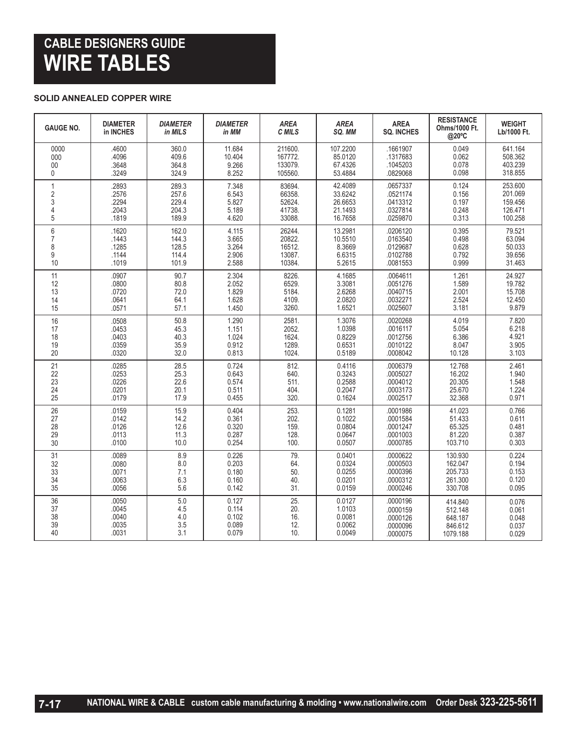# CABLE DESIGNERS GUIDE
# WIRE TABLES

**SOLID ANNEALED COPPER WIRE**

| GAUGE NO. | DIAMETER in INCHES | *DIAMETER in MILS* | *DIAMETER in MM* | *AREA C MILS* | *AREA SQ. MM* | AREA SQ. INCHES | RESISTANCE Ohms/1000 Ft. @20ºC | WEIGHT Lb/1000 Ft. |
|---|---|---|---|---|---|---|---|---|
| 0000 | .4600 | 360.0 | 11.684 | 211600. | 107.2200 | .1661907 | 0.049 | 641.164 |
| 000 | .4096 | 409.6 | 10.404 | 167772. | 85.0120 | .1317683 | 0.062 | 508.362 |
| 00 | .3648 | 364.8 | 9.266 | 133079. | 67.4326 | .1045203 | 0.078 | 403.239 |
| 0 | .3249 | 324.9 | 8.252 | 105560. | 53.4884 | .0829068 | 0.098 | 318.855 |
| 1 | .2893 | 289.3 | 7.348 | 83694. | 42.4089 | .0657337 | 0.124 | 253.600 |
| 2 | .2576 | 257.6 | 6.543 | 66358. | 33.6242 | .0521174 | 0.156 | 201.069 |
| 3 | .2294 | 229.4 | 5.827 | 52624. | 26.6653 | .0413312 | 0.197 | 159.456 |
| 4 | .2043 | 204.3 | 5.189 | 41738. | 21.1493 | .0327814 | 0.248 | 126.471 |
| 5 | .1819 | 189.9 | 4.620 | 33088. | 16.7658 | .0259870 | 0.313 | 100.258 |
| 6 | .1620 | 162.0 | 4.115 | 26244. | 13.2981 | .0206120 | 0.395 | 79.521 |
| 7 | .1443 | 144.3 | 3.665 | 20822. | 10.5510 | .0163540 | 0.498 | 63.094 |
| 8 | .1285 | 128.5 | 3.264 | 16512. | 8.3669 | .0129687 | 0.628 | 50.033 |
| 9 | .1144 | 114.4 | 2.906 | 13087. | 6.6315 | .0102788 | 0.792 | 39.656 |
| 10 | .1019 | 101.9 | 2.588 | 10384. | 5.2615 | .0081553 | 0.999 | 31.463 |
| 11 | .0907 | 90.7 | 2.304 | 8226. | 4.1685 | .0064611 | 1.261 | 24.927 |
| 12 | .0800 | 80.8 | 2.052 | 6529. | 3.3081 | .0051276 | 1.589 | 19.782 |
| 13 | .0720 | 72.0 | 1.829 | 5184. | 2.6268 | .0040715 | 2.001 | 15.708 |
| 14 | .0641 | 64.1 | 1.628 | 4109. | 2.0820 | .0032271 | 2.524 | 12.450 |
| 15 | .0571 | 57.1 | 1.450 | 3260. | 1.6521 | .0025607 | 3.181 | 9.879 |
| 16 | .0508 | 50.8 | 1.290 | 2581. | 1.3076 | .0020268 | 4.019 | 7.820 |
| 17 | .0453 | 45.3 | 1.151 | 2052. | 1.0398 | .0016117 | 5.054 | 6.218 |
| 18 | .0403 | 40.3 | 1.024 | 1624. | 0.8229 | .0012756 | 6.386 | 4.921 |
| 19 | .0359 | 35.9 | 0.912 | 1289. | 0.6531 | .0010122 | 8.047 | 3.905 |
| 20 | .0320 | 32.0 | 0.813 | 1024. | 0.5189 | .0008042 | 10.128 | 3.103 |
| 21 | .0285 | 28.5 | 0.724 | 812. | 0.4116 | .0006379 | 12.768 | 2.461 |
| 22 | .0253 | 25.3 | 0.643 | 640. | 0.3243 | .0005027 | 16.202 | 1.940 |
| 23 | .0226 | 22.6 | 0.574 | 511. | 0.2588 | .0004012 | 20.305 | 1.548 |
| 24 | .0201 | 20.1 | 0.511 | 404. | 0.2047 | .0003173 | 25.670 | 1.224 |
| 25 | .0179 | 17.9 | 0.455 | 320. | 0.1624 | .0002517 | 32.368 | 0.971 |
| 26 | .0159 | 15.9 | 0.404 | 253. | 0.1281 | .0001986 | 41.023 | 0.766 |
| 27 | .0142 | 14.2 | 0.361 | 202. | 0.1022 | .0001584 | 51.433 | 0.611 |
| 28 | .0126 | 12.6 | 0.320 | 159. | 0.0804 | .0001247 | 65.325 | 0.481 |
| 29 | .0113 | 11.3 | 0.287 | 128. | 0.0647 | .0001003 | 81.220 | 0.387 |
| 30 | .0100 | 10.0 | 0.254 | 100. | 0.0507 | .0000785 | 103.710 | 0.303 |
| 31 | .0089 | 8.9 | 0.226 | 79. | 0.0401 | .0000622 | 130.930 | 0.224 |
| 32 | .0080 | 8.0 | 0.203 | 64. | 0.0324 | .0000503 | 162.047 | 0.194 |
| 33 | .0071 | 7.1 | 0.180 | 50. | 0.0255 | .0000396 | 205.733 | 0.153 |
| 34 | .0063 | 6.3 | 0.160 | 40. | 0.0201 | .0000312 | 261.300 | 0.120 |
| 35 | .0056 | 5.6 | 0.142 | 31. | 0.0159 | .0000246 | 330.708 | 0.095 |
| 36 | .0050 | 5.0 | 0.127 | 25. | 0.0127 | .0000196 | 414.840 | 0.076 |
| 37 | .0045 | 4.5 | 0.114 | 20. | 1.0103 | .0000159 | 512.148 | 0.061 |
| 38 | .0040 | 4.0 | 0.102 | 16. | 0.0081 | .0000126 | 648.187 | 0.048 |
| 39 | .0035 | 3.5 | 0.089 | 12. | 0.0062 | .0000096 | 846.612 | 0.037 |
| 40 | .0031 | 3.1 | 0.079 | 10. | 0.0049 | .0000075 | 1079.188 | 0.029 |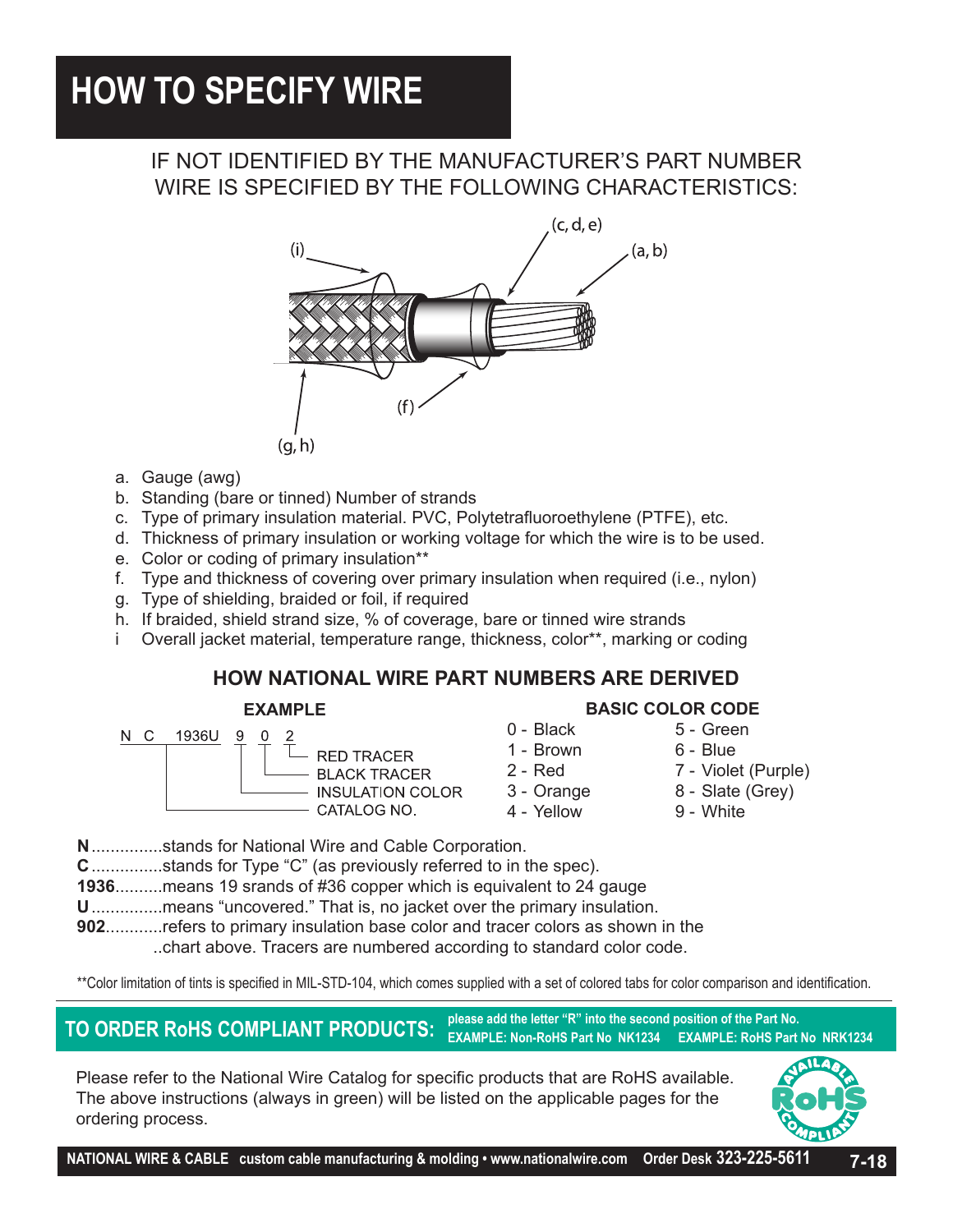# HOW TO SPECIFY WIRE

IF NOT IDENTIFIED BY THE MANUFACTURER'S PART NUMBER WIRE IS SPECIFIED BY THE FOLLOWING CHARACTERISTICS:

a. Gauge (awg)
b. Standing (bare or tinned) Number of strands
c. Type of primary insulation material. PVC, Polytetrafluoroethylene (PTFE), etc.
d. Thickness of primary insulation or working voltage for which the wire is to be used.
e. Color or coding of primary insulation**
f. Type and thickness of covering over primary insulation when required (i.e., nylon)
g. Type of shielding, braided or foil, if required
h. If braided, shield strand size, % of coverage, bare or tinned wire strands
i Overall jacket material, temperature range, thickness, color**, marking or coding

## HOW NATIONAL WIRE PART NUMBERS ARE DERIVED

### EXAMPLE

N C 1936U 9 0 2

- 2 — RED TRACER
- 0 — BLACK TRACER
- 9 — INSULATION COLOR
- 1936U — CATALOG NO.

### BASIC COLOR CODE

| | |
|---|---|
| 0 - Black | 5 - Green |
| 1 - Brown | 6 - Blue |
| 2 - Red | 7 - Violet (Purple) |
| 3 - Orange | 8 - Slate (Grey) |
| 4 - Yellow | 9 - White |

**N**...............stands for National Wire and Cable Corporation.
**C**...............stands for Type "C" (as previously referred to in the spec).
**1936**..........means 19 srands of #36 copper which is equivalent to 24 gauge
**U**...............means "uncovered." That is, no jacket over the primary insulation.
**902**............refers to primary insulation base color and tracer colors as shown in the ..chart above. Tracers are numbered according to standard color code.

**Color limitation of tints is specified in MIL-STD-104, which comes supplied with a set of colored tabs for color comparison and identification.

**TO ORDER RoHS COMPLIANT PRODUCTS:** please add the letter "R" into the second position of the Part No.
EXAMPLE: Non-RoHS Part No NK1234 EXAMPLE: RoHS Part No NRK1234

Please refer to the National Wire Catalog for specific products that are RoHS available. The above instructions (always in green) will be listed on the applicable pages for the ordering process.

AVAILABLE RoHS COMPLIANT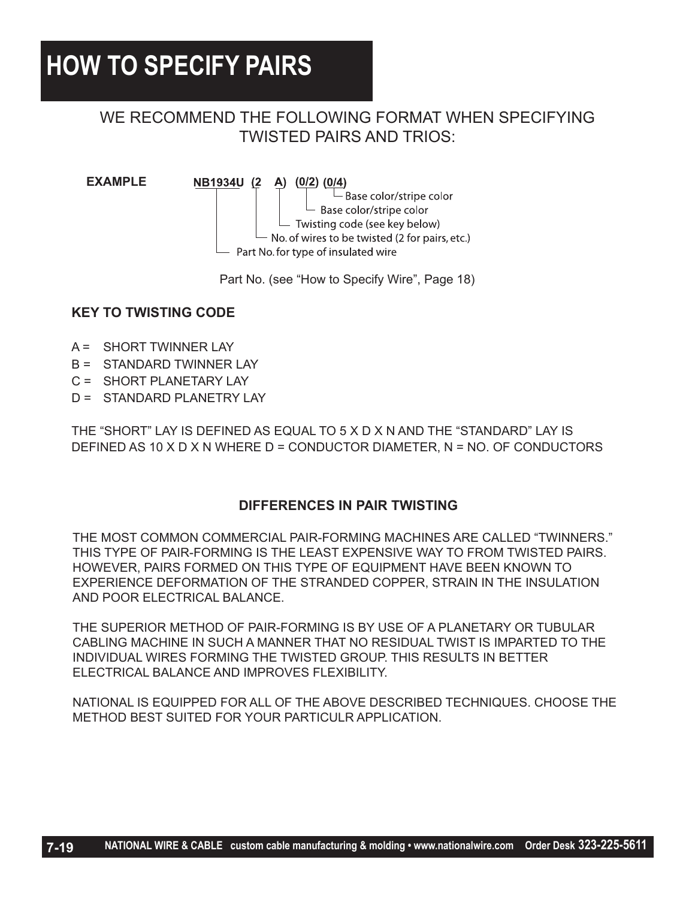# HOW TO SPECIFY PAIRS

WE RECOMMEND THE FOLLOWING FORMAT WHEN SPECIFYING TWISTED PAIRS AND TRIOS:

**EXAMPLE** **NB1934U (2 A) (0/2) (0/4)**

- NB1934U — Part No. for type of insulated wire
- (2 — No. of wires to be twisted (2 for pairs, etc.)
- A) — Twisting code (see key below)
- (0/2) — Base color/stripe color
- (0/4) — Base color/stripe color

Part No. (see "How to Specify Wire", Page 18)

**KEY TO TWISTING CODE**

A = SHORT TWINNER LAY
B = STANDARD TWINNER LAY
C = SHORT PLANETARY LAY
D = STANDARD PLANETRY LAY

THE "SHORT" LAY IS DEFINED AS EQUAL TO 5 X D X N AND THE "STANDARD" LAY IS DEFINED AS 10 X D X N WHERE D = CONDUCTOR DIAMETER, N = NO. OF CONDUCTORS

**DIFFERENCES IN PAIR TWISTING**

THE MOST COMMON COMMERCIAL PAIR-FORMING MACHINES ARE CALLED "TWINNERS." THIS TYPE OF PAIR-FORMING IS THE LEAST EXPENSIVE WAY TO FROM TWISTED PAIRS. HOWEVER, PAIRS FORMED ON THIS TYPE OF EQUIPMENT HAVE BEEN KNOWN TO EXPERIENCE DEFORMATION OF THE STRANDED COPPER, STRAIN IN THE INSULATION AND POOR ELECTRICAL BALANCE.

THE SUPERIOR METHOD OF PAIR-FORMING IS BY USE OF A PLANETARY OR TUBULAR CABLING MACHINE IN SUCH A MANNER THAT NO RESIDUAL TWIST IS IMPARTED TO THE INDIVIDUAL WIRES FORMING THE TWISTED GROUP. THIS RESULTS IN BETTER ELECTRICAL BALANCE AND IMPROVES FLEXIBILITY.

NATIONAL IS EQUIPPED FOR ALL OF THE ABOVE DESCRIBED TECHNIQUES. CHOOSE THE METHOD BEST SUITED FOR YOUR PARTICULR APPLICATION.